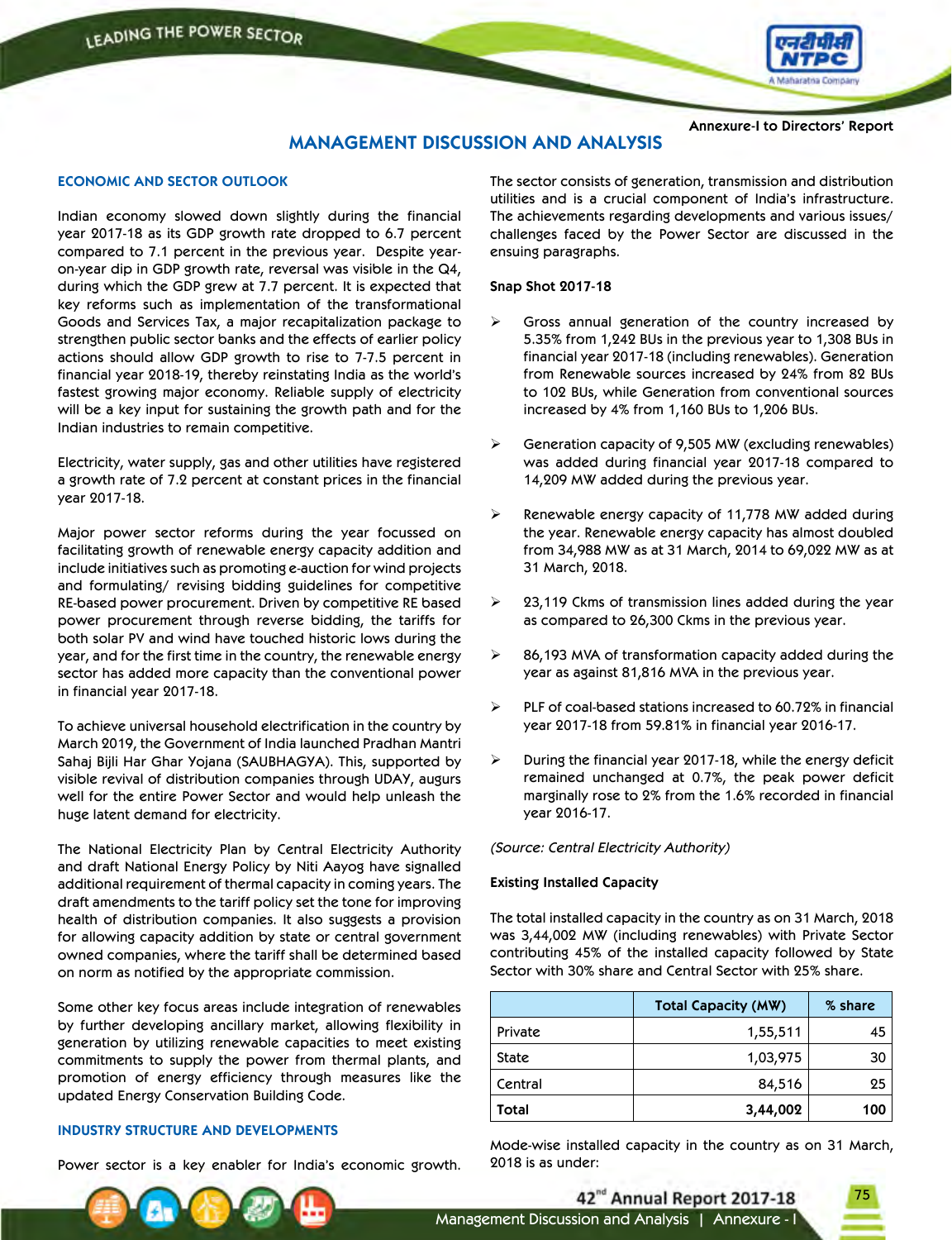Annexure-I to Directors' Report

# MANAGEMENT DISCUSSION AND ANALYSIS

## ECONOMIC AND SECTOR OUTLOOK

Indian economy slowed down slightly during the financial year 2017-18 as its GDP growth rate dropped to 6.7 percent compared to 7.1 percent in the previous year. Despite year-on-year dip in GDP growth rate, reversal was visible in the Q4, during which the GDP grew at 7.7 percent. It is expected that key reforms such as implementation of the transformational Goods and Services Tax, a major recapitalization package to strengthen public sector banks and the effects of earlier policy actions should allow GDP growth to rise to 7-7.5 percent in financial year 2018-19, thereby reinstating India as the world's fastest growing major economy. Reliable supply of electricity will be a key input for sustaining the growth path and for the Indian industries to remain competitive.

Electricity, water supply, gas and other utilities have registered a growth rate of 7.2 percent at constant prices in the financial year 2017-18.

Major power sector reforms during the year focussed on facilitating growth of renewable energy capacity addition and include initiatives such as promoting e-auction for wind projects and formulating/ revising bidding guidelines for competitive RE-based power procurement. Driven by competitive RE based power procurement through reverse bidding, the tariffs for both solar PV and wind have touched historic lows during the year, and for the first time in the country, the renewable energy sector has added more capacity than the conventional power in financial year 2017-18.

To achieve universal household electrification in the country by March 2019, the Government of India launched Pradhan Mantri Sahaj Bijli Har Ghar Yojana (SAUBHAGYA). This, supported by visible revival of distribution companies through UDAY, augurs well for the entire Power Sector and would help unleash the huge latent demand for electricity.

The National Electricity Plan by Central Electricity Authority and draft National Energy Policy by Niti Aayog have signalled additional requirement of thermal capacity in coming years. The draft amendments to the tariff policy set the tone for improving health of distribution companies. It also suggests a provision for allowing capacity addition by state or central government owned companies, where the tariff shall be determined based on norm as notified by the appropriate commission.

Some other key focus areas include integration of renewables by further developing ancillary market, allowing flexibility in generation by utilizing renewable capacities to meet existing commitments to supply the power from thermal plants, and promotion of energy efficiency through measures like the updated Energy Conservation Building Code.

## INDUSTRY STRUCTURE AND DEVELOPMENTS

Power sector is a key enabler for India's economic growth. The sector consists of generation, transmission and distribution utilities and is a crucial component of India's infrastructure. The achievements regarding developments and various issues/ challenges faced by the Power Sector are discussed in the ensuing paragraphs.

**Snap Shot 2017-18**

- Gross annual generation of the country increased by 5.35% from 1,242 BUs in the previous year to 1,308 BUs in financial year 2017-18 (including renewables). Generation from Renewable sources increased by 24% from 82 BUs to 102 BUs, while Generation from conventional sources increased by 4% from 1,160 BUs to 1,206 BUs.
- Generation capacity of 9,505 MW (excluding renewables) was added during financial year 2017-18 compared to 14,209 MW added during the previous year.
- Renewable energy capacity of 11,778 MW added during the year. Renewable energy capacity has almost doubled from 34,988 MW as at 31 March, 2014 to 69,022 MW as at 31 March, 2018.
- 23,119 Ckms of transmission lines added during the year as compared to 26,300 Ckms in the previous year.
- 86,193 MVA of transformation capacity added during the year as against 81,816 MVA in the previous year.
- PLF of coal-based stations increased to 60.72% in financial year 2017-18 from 59.81% in financial year 2016-17.
- During the financial year 2017-18, while the energy deficit remained unchanged at 0.7%, the peak power deficit marginally rose to 2% from the 1.6% recorded in financial year 2016-17.

*(Source: Central Electricity Authority)*

**Existing Installed Capacity**

The total installed capacity in the country as on 31 March, 2018 was 3,44,002 MW (including renewables) with Private Sector contributing 45% of the installed capacity followed by State Sector with 30% share and Central Sector with 25% share.

| | Total Capacity (MW) | % share |
|---|---|---|
| Private | 1,55,511 | 45 |
| State | 1,03,975 | 30 |
| Central | 84,516 | 25 |
| **Total** | **3,44,002** | **100** |

Mode-wise installed capacity in the country as on 31 March, 2018 is as under: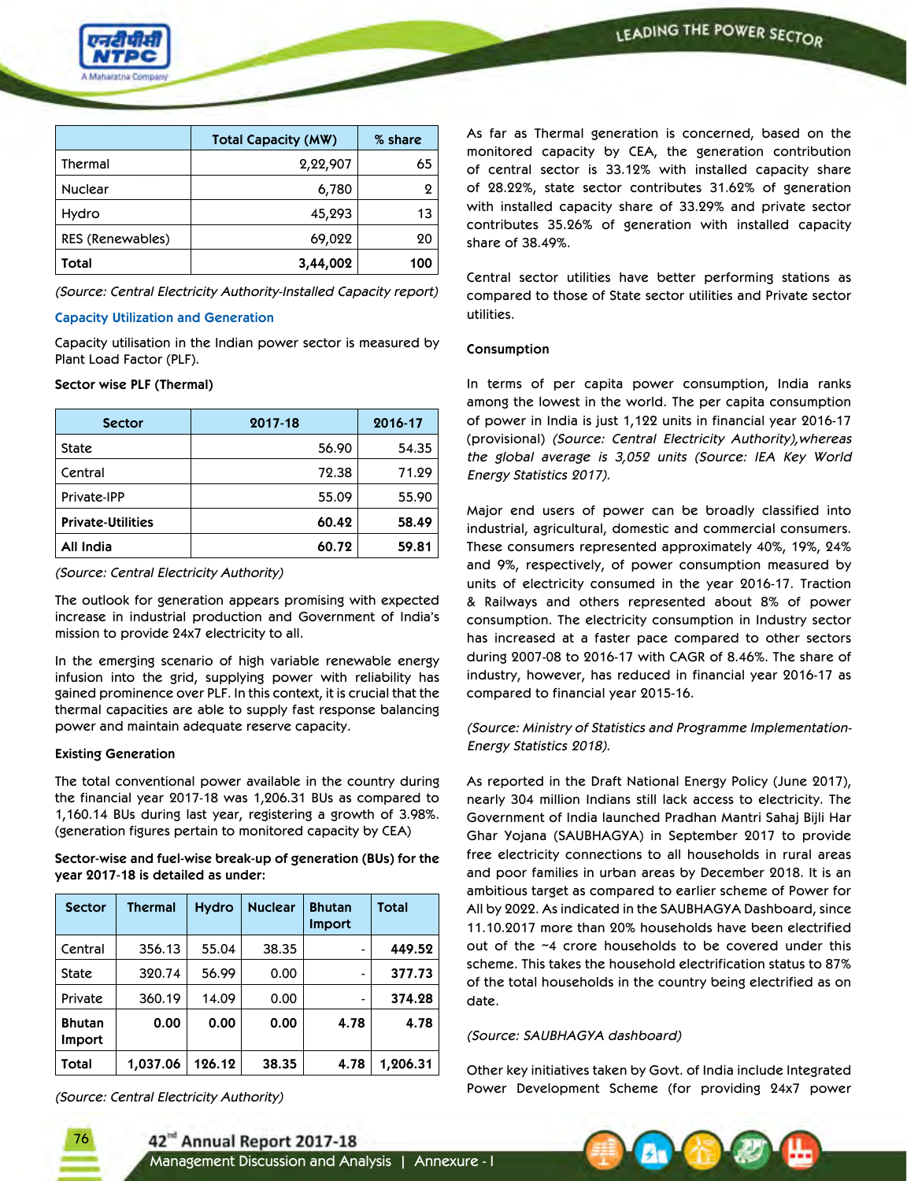| | Total Capacity (MW) | % share |
|---|---|---|
| Thermal | 2,22,907 | 65 |
| Nuclear | 6,780 | 2 |
| Hydro | 45,293 | 13 |
| RES (Renewables) | 69,022 | 20 |
| **Total** | **3,44,002** | **100** |

*(Source: Central Electricity Authority-Installed Capacity report)*

### Capacity Utilization and Generation

Capacity utilisation in the Indian power sector is measured by Plant Load Factor (PLF).

**Sector wise PLF (Thermal)**

| Sector | 2017-18 | 2016-17 |
|---|---|---|
| State | 56.90 | 54.35 |
| Central | 72.38 | 71.29 |
| Private-IPP | 55.09 | 55.90 |
| **Private-Utilities** | **60.42** | **58.49** |
| **All India** | **60.72** | **59.81** |

*(Source: Central Electricity Authority)*

The outlook for generation appears promising with expected increase in industrial production and Government of India's mission to provide 24x7 electricity to all.

In the emerging scenario of high variable renewable energy infusion into the grid, supplying power with reliability has gained prominence over PLF. In this context, it is crucial that the thermal capacities are able to supply fast response balancing power and maintain adequate reserve capacity.

**Existing Generation**

The total conventional power available in the country during the financial year 2017-18 was 1,206.31 BUs as compared to 1,160.14 BUs during last year, registering a growth of 3.98%. (generation figures pertain to monitored capacity by CEA)

**Sector-wise and fuel-wise break-up of generation (BUs) for the year 2017-18 is detailed as under:**

| Sector | Thermal | Hydro | Nuclear | Bhutan Import | Total |
|---|---|---|---|---|---|
| Central | 356.13 | 55.04 | 38.35 | - | **449.52** |
| State | 320.74 | 56.99 | 0.00 | - | **377.73** |
| Private | 360.19 | 14.09 | 0.00 | - | **374.28** |
| **Bhutan Import** | **0.00** | **0.00** | **0.00** | **4.78** | **4.78** |
| **Total** | **1,037.06** | **126.12** | **38.35** | **4.78** | **1,206.31** |

*(Source: Central Electricity Authority)*

As far as Thermal generation is concerned, based on the monitored capacity by CEA, the generation contribution of central sector is 33.12% with installed capacity share of 28.22%, state sector contributes 31.62% of generation with installed capacity share of 33.29% and private sector contributes 35.26% of generation with installed capacity share of 38.49%.

Central sector utilities have better performing stations as compared to those of State sector utilities and Private sector utilities.

**Consumption**

In terms of per capita power consumption, India ranks among the lowest in the world. The per capita consumption of power in India is just 1,122 units in financial year 2016-17 (provisional) *(Source: Central Electricity Authority),whereas the global average is 3,052 units (Source: IEA Key World Energy Statistics 2017).*

Major end users of power can be broadly classified into industrial, agricultural, domestic and commercial consumers. These consumers represented approximately 40%, 19%, 24% and 9%, respectively, of power consumption measured by units of electricity consumed in the year 2016-17. Traction & Railways and others represented about 8% of power consumption. The electricity consumption in Industry sector has increased at a faster pace compared to other sectors during 2007-08 to 2016-17 with CAGR of 8.46%. The share of industry, however, has reduced in financial year 2016-17 as compared to financial year 2015-16.

*(Source: Ministry of Statistics and Programme Implementation-Energy Statistics 2018).*

As reported in the Draft National Energy Policy (June 2017), nearly 304 million Indians still lack access to electricity. The Government of India launched Pradhan Mantri Sahaj Bijli Har Ghar Yojana (SAUBHAGYA) in September 2017 to provide free electricity connections to all households in rural areas and poor families in urban areas by December 2018. It is an ambitious target as compared to earlier scheme of Power for All by 2022. As indicated in the SAUBHAGYA Dashboard, since 11.10.2017 more than 20% households have been electrified out of the ~4 crore households to be covered under this scheme. This takes the household electrification status to 87% of the total households in the country being electrified as on date.

*(Source: SAUBHAGYA dashboard)*

Other key initiatives taken by Govt. of India include Integrated Power Development Scheme (for providing 24x7 power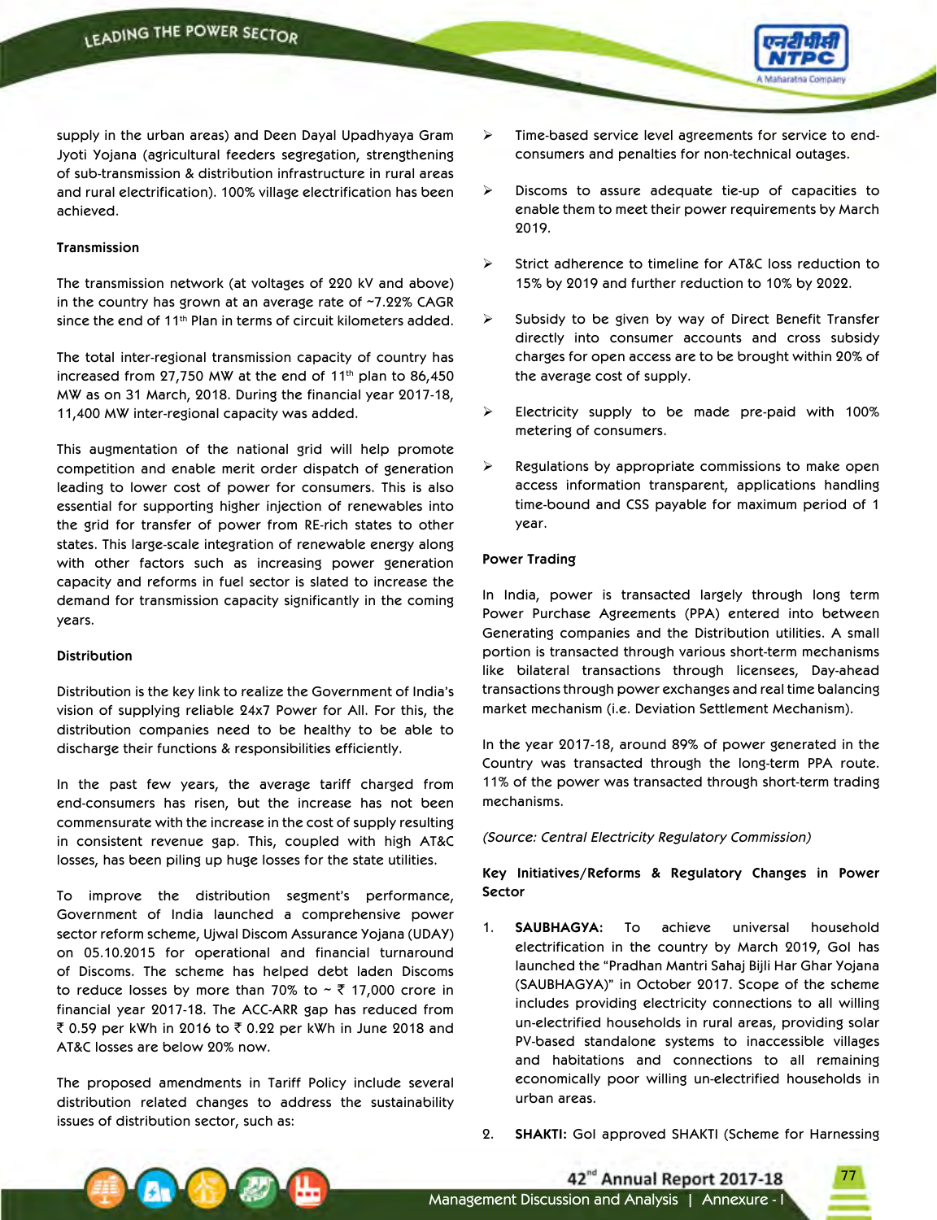supply in the urban areas) and Deen Dayal Upadhyaya Gram Jyoti Yojana (agricultural feeders segregation, strengthening of sub-transmission & distribution infrastructure in rural areas and rural electrification). 100% village electrification has been achieved.

#### Transmission

The transmission network (at voltages of 220 kV and above) in the country has grown at an average rate of ~7.22% CAGR since the end of 11th Plan in terms of circuit kilometers added.

The total inter-regional transmission capacity of country has increased from 27,750 MW at the end of 11th plan to 86,450 MW as on 31 March, 2018. During the financial year 2017-18, 11,400 MW inter-regional capacity was added.

This augmentation of the national grid will help promote competition and enable merit order dispatch of generation leading to lower cost of power for consumers. This is also essential for supporting higher injection of renewables into the grid for transfer of power from RE-rich states to other states. This large-scale integration of renewable energy along with other factors such as increasing power generation capacity and reforms in fuel sector is slated to increase the demand for transmission capacity significantly in the coming years.

#### Distribution

Distribution is the key link to realize the Government of India's vision of supplying reliable 24x7 Power for All. For this, the distribution companies need to be healthy to be able to discharge their functions & responsibilities efficiently.

In the past few years, the average tariff charged from end-consumers has risen, but the increase has not been commensurate with the increase in the cost of supply resulting in consistent revenue gap. This, coupled with high AT&C losses, has been piling up huge losses for the state utilities.

To improve the distribution segment's performance, Government of India launched a comprehensive power sector reform scheme, Ujwal Discom Assurance Yojana (UDAY) on 05.10.2015 for operational and financial turnaround of Discoms. The scheme has helped debt laden Discoms to reduce losses by more than 70% to ~ ₹ 17,000 crore in financial year 2017-18. The ACC-ARR gap has reduced from ₹ 0.59 per kWh in 2016 to ₹ 0.22 per kWh in June 2018 and AT&C losses are below 20% now.

The proposed amendments in Tariff Policy include several distribution related changes to address the sustainability issues of distribution sector, such as:

- Time-based service level agreements for service to end-consumers and penalties for non-technical outages.
- Discoms to assure adequate tie-up of capacities to enable them to meet their power requirements by March 2019.
- Strict adherence to timeline for AT&C loss reduction to 15% by 2019 and further reduction to 10% by 2022.
- Subsidy to be given by way of Direct Benefit Transfer directly into consumer accounts and cross subsidy charges for open access are to be brought within 20% of the average cost of supply.
- Electricity supply to be made pre-paid with 100% metering of consumers.
- Regulations by appropriate commissions to make open access information transparent, applications handling time-bound and CSS payable for maximum period of 1 year.

#### Power Trading

In India, power is transacted largely through long term Power Purchase Agreements (PPA) entered into between Generating companies and the Distribution utilities. A small portion is transacted through various short-term mechanisms like bilateral transactions through licensees, Day-ahead transactions through power exchanges and real time balancing market mechanism (i.e. Deviation Settlement Mechanism).

In the year 2017-18, around 89% of power generated in the Country was transacted through the long-term PPA route. 11% of the power was transacted through short-term trading mechanisms.

*(Source: Central Electricity Regulatory Commission)*

#### Key Initiatives/Reforms & Regulatory Changes in Power Sector

1. **SAUBHAGYA:** To achieve universal household electrification in the country by March 2019, GoI has launched the "Pradhan Mantri Sahaj Bijli Har Ghar Yojana (SAUBHAGYA)" in October 2017. Scope of the scheme includes providing electricity connections to all willing un-electrified households in rural areas, providing solar PV-based standalone systems to inaccessible villages and habitations and connections to all remaining economically poor willing un-electrified households in urban areas.

2. **SHAKTI:** GoI approved SHAKTI (Scheme for Harnessing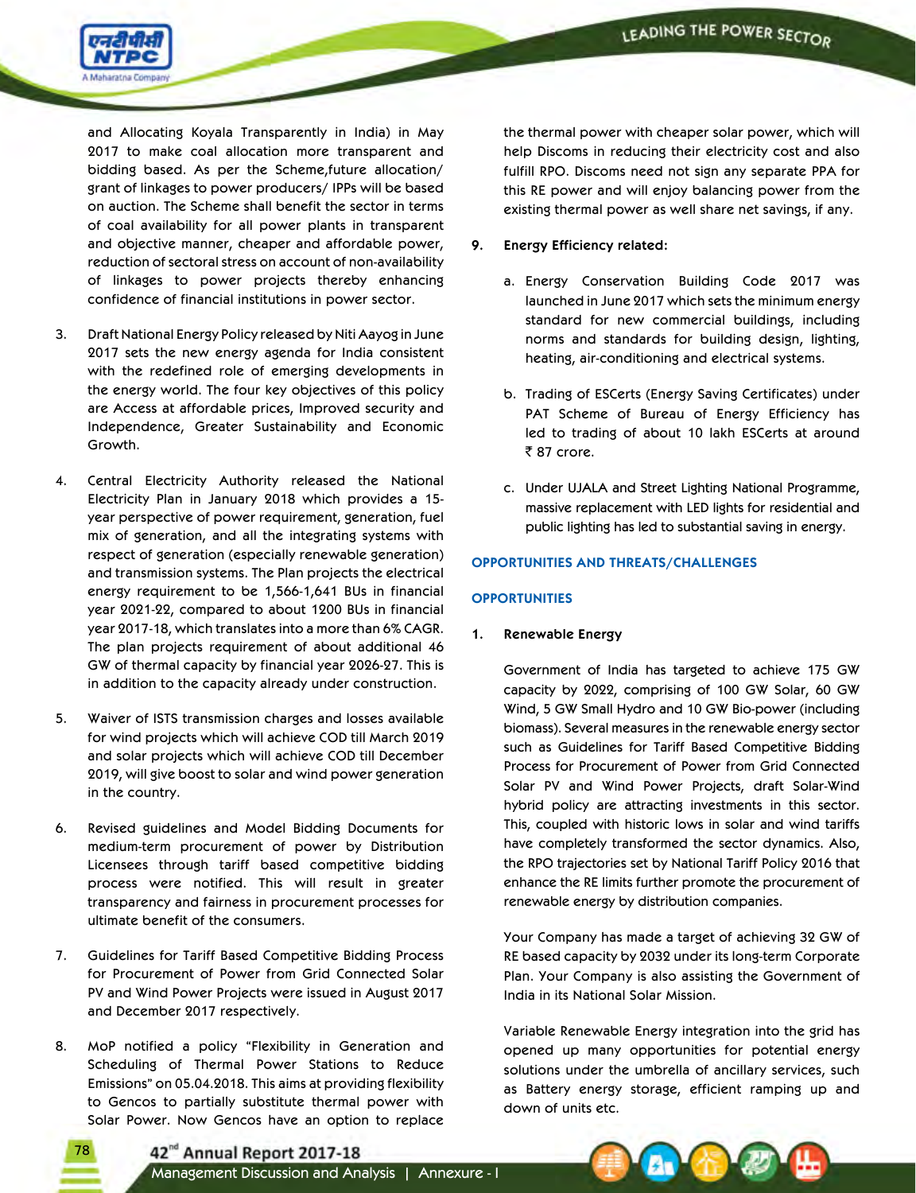and Allocating Koyala Transparently in India) in May 2017 to make coal allocation more transparent and bidding based. As per the Scheme,future allocation/ grant of linkages to power producers/ IPPs will be based on auction. The Scheme shall benefit the sector in terms of coal availability for all power plants in transparent and objective manner, cheaper and affordable power, reduction of sectoral stress on account of non-availability of linkages to power projects thereby enhancing confidence of financial institutions in power sector.

3. Draft National Energy Policy released by Niti Aayog in June 2017 sets the new energy agenda for India consistent with the redefined role of emerging developments in the energy world. The four key objectives of this policy are Access at affordable prices, Improved security and Independence, Greater Sustainability and Economic Growth.

4. Central Electricity Authority released the National Electricity Plan in January 2018 which provides a 15-year perspective of power requirement, generation, fuel mix of generation, and all the integrating systems with respect of generation (especially renewable generation) and transmission systems. The Plan projects the electrical energy requirement to be 1,566-1,641 BUs in financial year 2021-22, compared to about 1200 BUs in financial year 2017-18, which translates into a more than 6% CAGR. The plan projects requirement of about additional 46 GW of thermal capacity by financial year 2026-27. This is in addition to the capacity already under construction.

5. Waiver of ISTS transmission charges and losses available for wind projects which will achieve COD till March 2019 and solar projects which will achieve COD till December 2019, will give boost to solar and wind power generation in the country.

6. Revised guidelines and Model Bidding Documents for medium-term procurement of power by Distribution Licensees through tariff based competitive bidding process were notified. This will result in greater transparency and fairness in procurement processes for ultimate benefit of the consumers.

7. Guidelines for Tariff Based Competitive Bidding Process for Procurement of Power from Grid Connected Solar PV and Wind Power Projects were issued in August 2017 and December 2017 respectively.

8. MoP notified a policy "Flexibility in Generation and Scheduling of Thermal Power Stations to Reduce Emissions" on 05.04.2018. This aims at providing flexibility to Gencos to partially substitute thermal power with Solar Power. Now Gencos have an option to replace the thermal power with cheaper solar power, which will help Discoms in reducing their electricity cost and also fulfill RPO. Discoms need not sign any separate PPA for this RE power and will enjoy balancing power from the existing thermal power as well share net savings, if any.

9. **Energy Efficiency related:**

   a. Energy Conservation Building Code 2017 was launched in June 2017 which sets the minimum energy standard for new commercial buildings, including norms and standards for building design, lighting, heating, air-conditioning and electrical systems.

   b. Trading of ESCerts (Energy Saving Certificates) under PAT Scheme of Bureau of Energy Efficiency has led to trading of about 10 lakh ESCerts at around ₹ 87 crore.

   c. Under UJALA and Street Lighting National Programme, massive replacement with LED lights for residential and public lighting has led to substantial saving in energy.

## OPPORTUNITIES AND THREATS/CHALLENGES

### OPPORTUNITIES

1. **Renewable Energy**

Government of India has targeted to achieve 175 GW capacity by 2022, comprising of 100 GW Solar, 60 GW Wind, 5 GW Small Hydro and 10 GW Bio-power (including biomass). Several measures in the renewable energy sector such as Guidelines for Tariff Based Competitive Bidding Process for Procurement of Power from Grid Connected Solar PV and Wind Power Projects, draft Solar-Wind hybrid policy are attracting investments in this sector. This, coupled with historic lows in solar and wind tariffs have completely transformed the sector dynamics. Also, the RPO trajectories set by National Tariff Policy 2016 that enhance the RE limits further promote the procurement of renewable energy by distribution companies.

Your Company has made a target of achieving 32 GW of RE based capacity by 2032 under its long-term Corporate Plan. Your Company is also assisting the Government of India in its National Solar Mission.

Variable Renewable Energy integration into the grid has opened up many opportunities for potential energy solutions under the umbrella of ancillary services, such as Battery energy storage, efficient ramping up and down of units etc.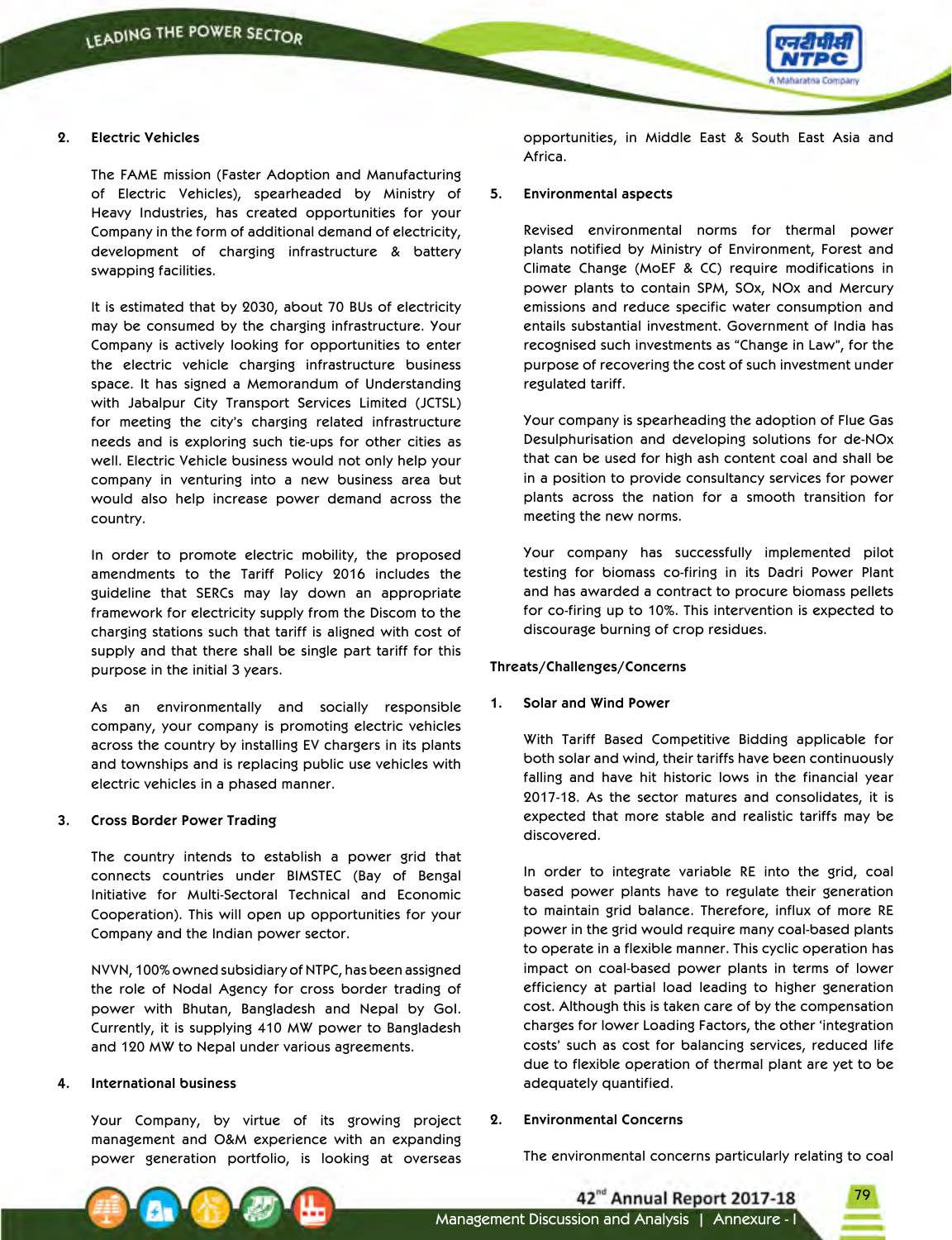2. **Electric Vehicles**

The FAME mission (Faster Adoption and Manufacturing of Electric Vehicles), spearheaded by Ministry of Heavy Industries, has created opportunities for your Company in the form of additional demand of electricity, development of charging infrastructure & battery swapping facilities.

It is estimated that by 2030, about 70 BUs of electricity may be consumed by the charging infrastructure. Your Company is actively looking for opportunities to enter the electric vehicle charging infrastructure business space. It has signed a Memorandum of Understanding with Jabalpur City Transport Services Limited (JCTSL) for meeting the city's charging related infrastructure needs and is exploring such tie-ups for other cities as well. Electric Vehicle business would not only help your company in venturing into a new business area but would also help increase power demand across the country.

In order to promote electric mobility, the proposed amendments to the Tariff Policy 2016 includes the guideline that SERCs may lay down an appropriate framework for electricity supply from the Discom to the charging stations such that tariff is aligned with cost of supply and that there shall be single part tariff for this purpose in the initial 3 years.

As an environmentally and socially responsible company, your company is promoting electric vehicles across the country by installing EV chargers in its plants and townships and is replacing public use vehicles with electric vehicles in a phased manner.

3. **Cross Border Power Trading**

The country intends to establish a power grid that connects countries under BIMSTEC (Bay of Bengal Initiative for Multi-Sectoral Technical and Economic Cooperation). This will open up opportunities for your Company and the Indian power sector.

NVVN, 100% owned subsidiary of NTPC, has been assigned the role of Nodal Agency for cross border trading of power with Bhutan, Bangladesh and Nepal by GoI. Currently, it is supplying 410 MW power to Bangladesh and 120 MW to Nepal under various agreements.

4. **International business**

Your Company, by virtue of its growing project management and O&M experience with an expanding power generation portfolio, is looking at overseas opportunities, in Middle East & South East Asia and Africa.

5. **Environmental aspects**

Revised environmental norms for thermal power plants notified by Ministry of Environment, Forest and Climate Change (MoEF & CC) require modifications in power plants to contain SPM, SOx, NOx and Mercury emissions and reduce specific water consumption and entails substantial investment. Government of India has recognised such investments as "Change in Law", for the purpose of recovering the cost of such investment under regulated tariff.

Your company is spearheading the adoption of Flue Gas Desulphurisation and developing solutions for de-NOx that can be used for high ash content coal and shall be in a position to provide consultancy services for power plants across the nation for a smooth transition for meeting the new norms.

Your company has successfully implemented pilot testing for biomass co-firing in its Dadri Power Plant and has awarded a contract to procure biomass pellets for co-firing up to 10%. This intervention is expected to discourage burning of crop residues.

**Threats/Challenges/Concerns**

1. **Solar and Wind Power**

With Tariff Based Competitive Bidding applicable for both solar and wind, their tariffs have been continuously falling and have hit historic lows in the financial year 2017-18. As the sector matures and consolidates, it is expected that more stable and realistic tariffs may be discovered.

In order to integrate variable RE into the grid, coal based power plants have to regulate their generation to maintain grid balance. Therefore, influx of more RE power in the grid would require many coal-based plants to operate in a flexible manner. This cyclic operation has impact on coal-based power plants in terms of lower efficiency at partial load leading to higher generation cost. Although this is taken care of by the compensation charges for lower Loading Factors, the other 'integration costs' such as cost for balancing services, reduced life due to flexible operation of thermal plant are yet to be adequately quantified.

2. **Environmental Concerns**

The environmental concerns particularly relating to coal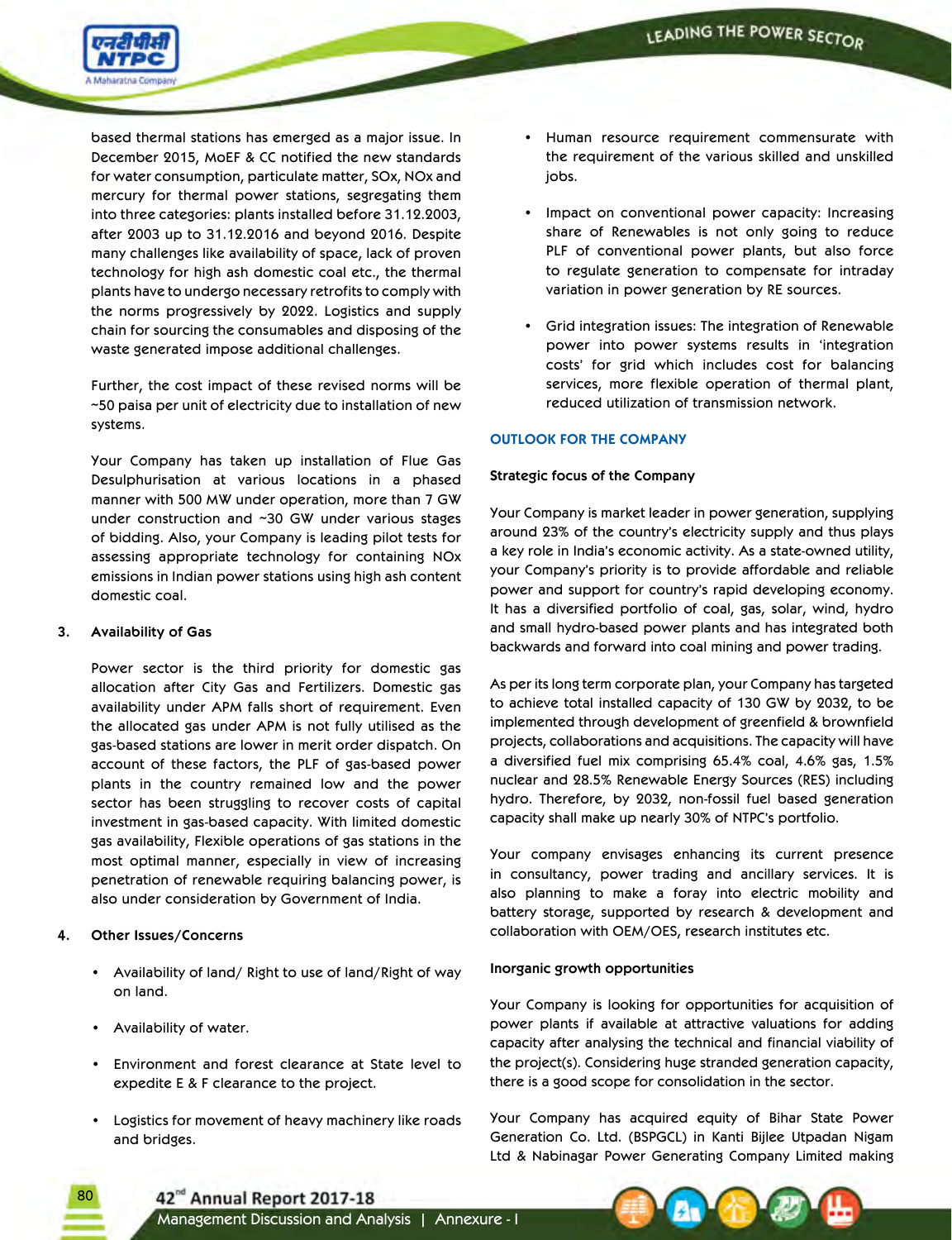based thermal stations has emerged as a major issue. In December 2015, MoEF & CC notified the new standards for water consumption, particulate matter, SOx, NOx and mercury for thermal power stations, segregating them into three categories: plants installed before 31.12.2003, after 2003 up to 31.12.2016 and beyond 2016. Despite many challenges like availability of space, lack of proven technology for high ash domestic coal etc., the thermal plants have to undergo necessary retrofits to comply with the norms progressively by 2022. Logistics and supply chain for sourcing the consumables and disposing of the waste generated impose additional challenges.

Further, the cost impact of these revised norms will be ~50 paisa per unit of electricity due to installation of new systems.

Your Company has taken up installation of Flue Gas Desulphurisation at various locations in a phased manner with 500 MW under operation, more than 7 GW under construction and ~30 GW under various stages of bidding. Also, your Company is leading pilot tests for assessing appropriate technology for containing NOx emissions in Indian power stations using high ash content domestic coal.

**3. Availability of Gas**

Power sector is the third priority for domestic gas allocation after City Gas and Fertilizers. Domestic gas availability under APM falls short of requirement. Even the allocated gas under APM is not fully utilised as the gas-based stations are lower in merit order dispatch. On account of these factors, the PLF of gas-based power plants in the country remained low and the power sector has been struggling to recover costs of capital investment in gas-based capacity. With limited domestic gas availability, Flexible operations of gas stations in the most optimal manner, especially in view of increasing penetration of renewable requiring balancing power, is also under consideration by Government of India.

**4. Other Issues/Concerns**

- Availability of land/ Right to use of land/Right of way on land.
- Availability of water.
- Environment and forest clearance at State level to expedite E & F clearance to the project.
- Logistics for movement of heavy machinery like roads and bridges.
- Human resource requirement commensurate with the requirement of the various skilled and unskilled jobs.
- Impact on conventional power capacity: Increasing share of Renewables is not only going to reduce PLF of conventional power plants, but also force to regulate generation to compensate for intraday variation in power generation by RE sources.
- Grid integration issues: The integration of Renewable power into power systems results in 'integration costs' for grid which includes cost for balancing services, more flexible operation of thermal plant, reduced utilization of transmission network.

## OUTLOOK FOR THE COMPANY

**Strategic focus of the Company**

Your Company is market leader in power generation, supplying around 23% of the country's electricity supply and thus plays a key role in India's economic activity. As a state-owned utility, your Company's priority is to provide affordable and reliable power and support for country's rapid developing economy. It has a diversified portfolio of coal, gas, solar, wind, hydro and small hydro-based power plants and has integrated both backwards and forward into coal mining and power trading.

As per its long term corporate plan, your Company has targeted to achieve total installed capacity of 130 GW by 2032, to be implemented through development of greenfield & brownfield projects, collaborations and acquisitions. The capacity will have a diversified fuel mix comprising 65.4% coal, 4.6% gas, 1.5% nuclear and 28.5% Renewable Energy Sources (RES) including hydro. Therefore, by 2032, non-fossil fuel based generation capacity shall make up nearly 30% of NTPC's portfolio.

Your company envisages enhancing its current presence in consultancy, power trading and ancillary services. It is also planning to make a foray into electric mobility and battery storage, supported by research & development and collaboration with OEM/OES, research institutes etc.

**Inorganic growth opportunities**

Your Company is looking for opportunities for acquisition of power plants if available at attractive valuations for adding capacity after analysing the technical and financial viability of the project(s). Considering huge stranded generation capacity, there is a good scope for consolidation in the sector.

Your Company has acquired equity of Bihar State Power Generation Co. Ltd. (BSPGCL) in Kanti Bijlee Utpadan Nigam Ltd & Nabinagar Power Generating Company Limited making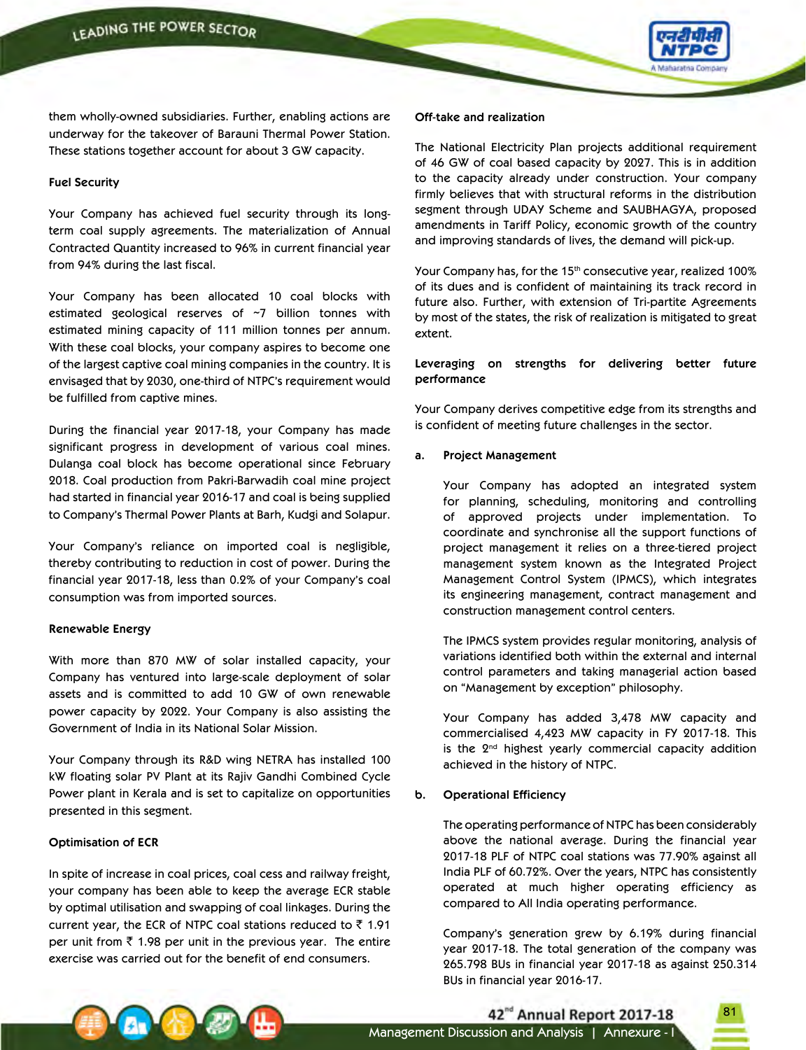them wholly-owned subsidiaries. Further, enabling actions are underway for the takeover of Barauni Thermal Power Station. These stations together account for about 3 GW capacity.

**Fuel Security**

Your Company has achieved fuel security through its long-term coal supply agreements. The materialization of Annual Contracted Quantity increased to 96% in current financial year from 94% during the last fiscal.

Your Company has been allocated 10 coal blocks with estimated geological reserves of ~7 billion tonnes with estimated mining capacity of 111 million tonnes per annum. With these coal blocks, your company aspires to become one of the largest captive coal mining companies in the country. It is envisaged that by 2030, one-third of NTPC's requirement would be fulfilled from captive mines.

During the financial year 2017-18, your Company has made significant progress in development of various coal mines. Dulanga coal block has become operational since February 2018. Coal production from Pakri-Barwadih coal mine project had started in financial year 2016-17 and coal is being supplied to Company's Thermal Power Plants at Barh, Kudgi and Solapur.

Your Company's reliance on imported coal is negligible, thereby contributing to reduction in cost of power. During the financial year 2017-18, less than 0.2% of your Company's coal consumption was from imported sources.

**Renewable Energy**

With more than 870 MW of solar installed capacity, your Company has ventured into large-scale deployment of solar assets and is committed to add 10 GW of own renewable power capacity by 2022. Your Company is also assisting the Government of India in its National Solar Mission.

Your Company through its R&D wing NETRA has installed 100 kW floating solar PV Plant at its Rajiv Gandhi Combined Cycle Power plant in Kerala and is set to capitalize on opportunities presented in this segment.

**Optimisation of ECR**

In spite of increase in coal prices, coal cess and railway freight, your company has been able to keep the average ECR stable by optimal utilisation and swapping of coal linkages. During the current year, the ECR of NTPC coal stations reduced to ₹ 1.91 per unit from ₹ 1.98 per unit in the previous year. The entire exercise was carried out for the benefit of end consumers.

**Off-take and realization**

The National Electricity Plan projects additional requirement of 46 GW of coal based capacity by 2027. This is in addition to the capacity already under construction. Your company firmly believes that with structural reforms in the distribution segment through UDAY Scheme and SAUBHAGYA, proposed amendments in Tariff Policy, economic growth of the country and improving standards of lives, the demand will pick-up.

Your Company has, for the 15th consecutive year, realized 100% of its dues and is confident of maintaining its track record in future also. Further, with extension of Tri-partite Agreements by most of the states, the risk of realization is mitigated to great extent.

**Leveraging on strengths for delivering better future performance**

Your Company derives competitive edge from its strengths and is confident of meeting future challenges in the sector.

**a. Project Management**

Your Company has adopted an integrated system for planning, scheduling, monitoring and controlling of approved projects under implementation. To coordinate and synchronise all the support functions of project management it relies on a three-tiered project management system known as the Integrated Project Management Control System (IPMCS), which integrates its engineering management, contract management and construction management control centers.

The IPMCS system provides regular monitoring, analysis of variations identified both within the external and internal control parameters and taking managerial action based on "Management by exception" philosophy.

Your Company has added 3,478 MW capacity and commercialised 4,423 MW capacity in FY 2017-18. This is the 2nd highest yearly commercial capacity addition achieved in the history of NTPC.

**b. Operational Efficiency**

The operating performance of NTPC has been considerably above the national average. During the financial year 2017-18 PLF of NTPC coal stations was 77.90% against all India PLF of 60.72%. Over the years, NTPC has consistently operated at much higher operating efficiency as compared to All India operating performance.

Company's generation grew by 6.19% during financial year 2017-18. The total generation of the company was 265.798 BUs in financial year 2017-18 as against 250.314 BUs in financial year 2016-17.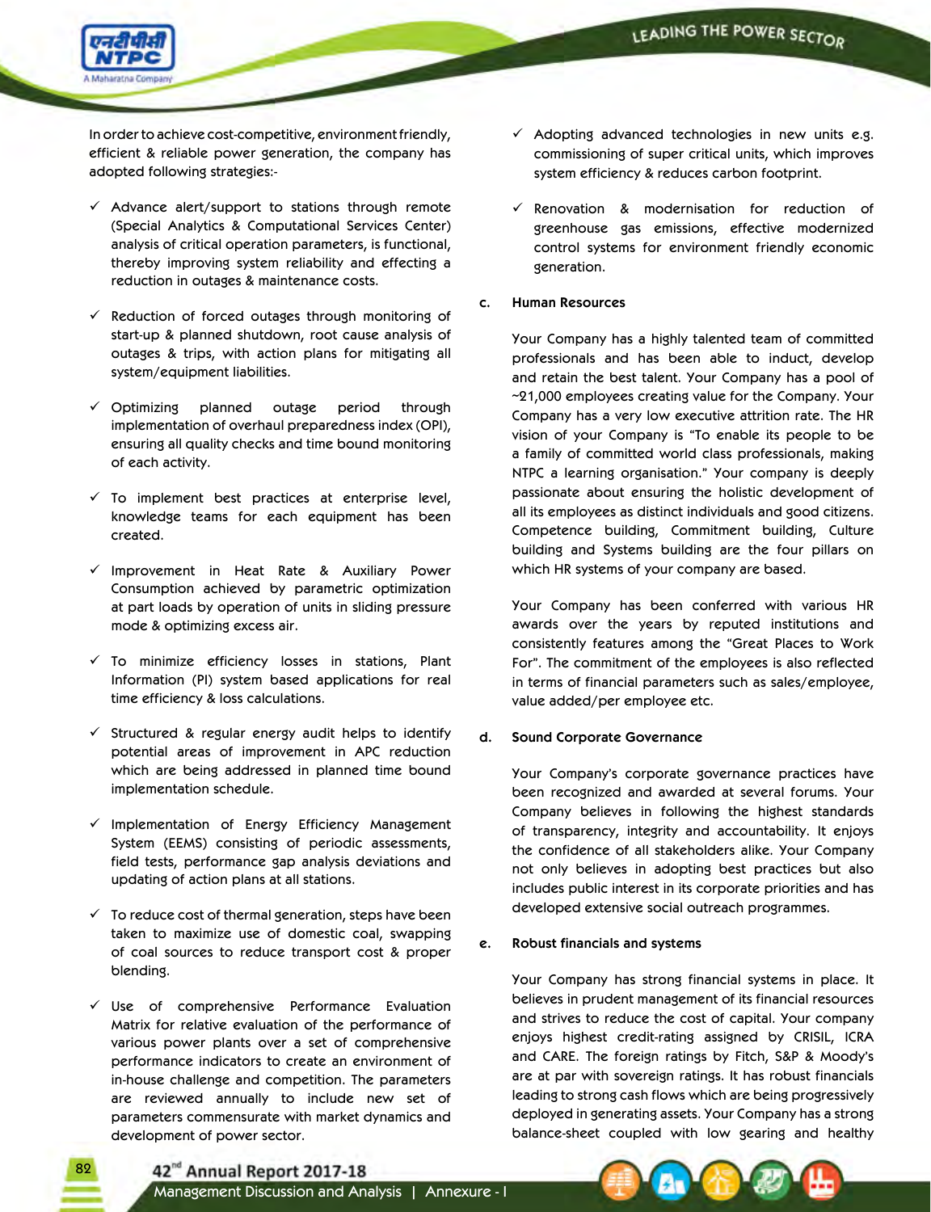In order to achieve cost-competitive, environment friendly, efficient & reliable power generation, the company has adopted following strategies:-

- ✓ Advance alert/support to stations through remote (Special Analytics & Computational Services Center) analysis of critical operation parameters, is functional, thereby improving system reliability and effecting a reduction in outages & maintenance costs.
- ✓ Reduction of forced outages through monitoring of start-up & planned shutdown, root cause analysis of outages & trips, with action plans for mitigating all system/equipment liabilities.
- ✓ Optimizing planned outage period through implementation of overhaul preparedness index (OPI), ensuring all quality checks and time bound monitoring of each activity.
- ✓ To implement best practices at enterprise level, knowledge teams for each equipment has been created.
- ✓ Improvement in Heat Rate & Auxiliary Power Consumption achieved by parametric optimization at part loads by operation of units in sliding pressure mode & optimizing excess air.
- ✓ To minimize efficiency losses in stations, Plant Information (PI) system based applications for real time efficiency & loss calculations.
- ✓ Structured & regular energy audit helps to identify potential areas of improvement in APC reduction which are being addressed in planned time bound implementation schedule.
- ✓ Implementation of Energy Efficiency Management System (EEMS) consisting of periodic assessments, field tests, performance gap analysis deviations and updating of action plans at all stations.
- ✓ To reduce cost of thermal generation, steps have been taken to maximize use of domestic coal, swapping of coal sources to reduce transport cost & proper blending.
- ✓ Use of comprehensive Performance Evaluation Matrix for relative evaluation of the performance of various power plants over a set of comprehensive performance indicators to create an environment of in-house challenge and competition. The parameters are reviewed annually to include new set of parameters commensurate with market dynamics and development of power sector.
- ✓ Adopting advanced technologies in new units e.g. commissioning of super critical units, which improves system efficiency & reduces carbon footprint.
- ✓ Renovation & modernisation for reduction of greenhouse gas emissions, effective modernized control systems for environment friendly economic generation.

**c. Human Resources**

Your Company has a highly talented team of committed professionals and has been able to induct, develop and retain the best talent. Your Company has a pool of ~21,000 employees creating value for the Company. Your Company has a very low executive attrition rate. The HR vision of your Company is "To enable its people to be a family of committed world class professionals, making NTPC a learning organisation." Your company is deeply passionate about ensuring the holistic development of all its employees as distinct individuals and good citizens. Competence building, Commitment building, Culture building and Systems building are the four pillars on which HR systems of your company are based.

Your Company has been conferred with various HR awards over the years by reputed institutions and consistently features among the "Great Places to Work For". The commitment of the employees is also reflected in terms of financial parameters such as sales/employee, value added/per employee etc.

**d. Sound Corporate Governance**

Your Company's corporate governance practices have been recognized and awarded at several forums. Your Company believes in following the highest standards of transparency, integrity and accountability. It enjoys the confidence of all stakeholders alike. Your Company not only believes in adopting best practices but also includes public interest in its corporate priorities and has developed extensive social outreach programmes.

**e. Robust financials and systems**

Your Company has strong financial systems in place. It believes in prudent management of its financial resources and strives to reduce the cost of capital. Your company enjoys highest credit-rating assigned by CRISIL, ICRA and CARE. The foreign ratings by Fitch, S&P & Moody's are at par with sovereign ratings. It has robust financials leading to strong cash flows which are being progressively deployed in generating assets. Your Company has a strong balance-sheet coupled with low gearing and healthy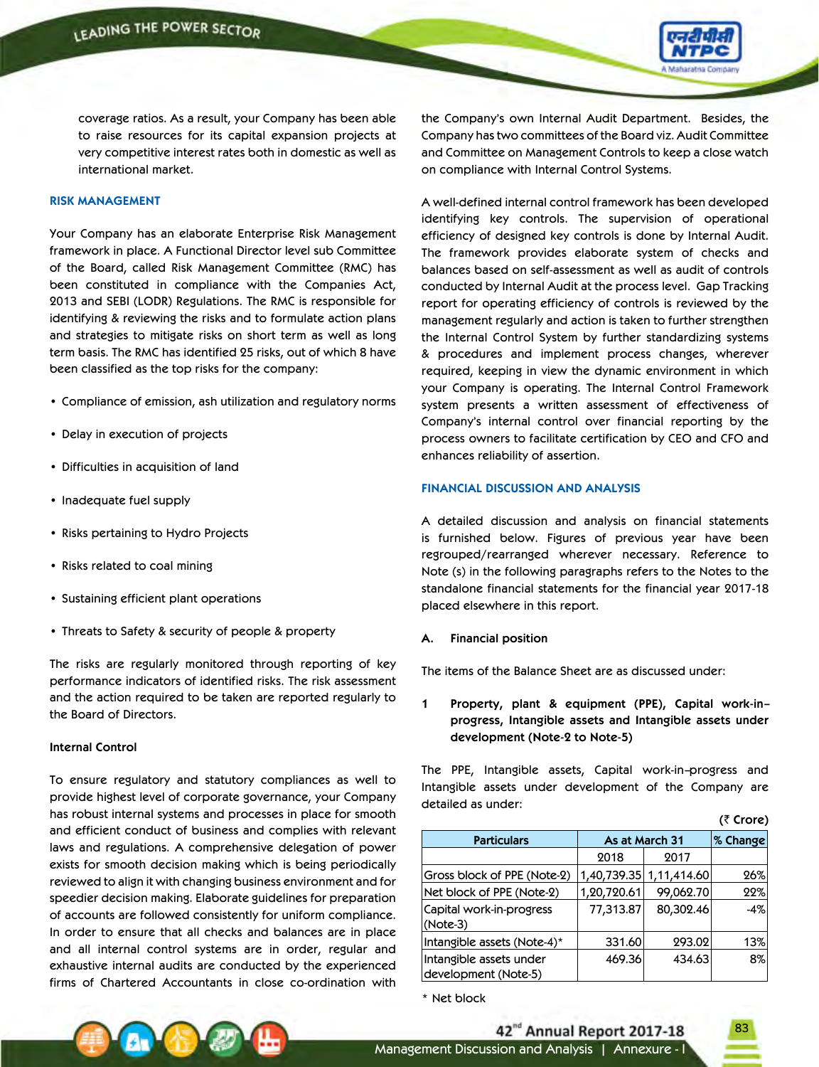coverage ratios. As a result, your Company has been able to raise resources for its capital expansion projects at very competitive interest rates both in domestic as well as international market.

## RISK MANAGEMENT

Your Company has an elaborate Enterprise Risk Management framework in place. A Functional Director level sub Committee of the Board, called Risk Management Committee (RMC) has been constituted in compliance with the Companies Act, 2013 and SEBI (LODR) Regulations. The RMC is responsible for identifying & reviewing the risks and to formulate action plans and strategies to mitigate risks on short term as well as long term basis. The RMC has identified 25 risks, out of which 8 have been classified as the top risks for the company:

- Compliance of emission, ash utilization and regulatory norms
- Delay in execution of projects
- Difficulties in acquisition of land
- Inadequate fuel supply
- Risks pertaining to Hydro Projects
- Risks related to coal mining
- Sustaining efficient plant operations
- Threats to Safety & security of people & property

The risks are regularly monitored through reporting of key performance indicators of identified risks. The risk assessment and the action required to be taken are reported regularly to the Board of Directors.

### Internal Control

To ensure regulatory and statutory compliances as well to provide highest level of corporate governance, your Company has robust internal systems and processes in place for smooth and efficient conduct of business and complies with relevant laws and regulations. A comprehensive delegation of power exists for smooth decision making which is being periodically reviewed to align it with changing business environment and for speedier decision making. Elaborate guidelines for preparation of accounts are followed consistently for uniform compliance. In order to ensure that all checks and balances are in place and all internal control systems are in order, regular and exhaustive internal audits are conducted by the experienced firms of Chartered Accountants in close co-ordination with the Company's own Internal Audit Department. Besides, the Company has two committees of the Board viz. Audit Committee and Committee on Management Controls to keep a close watch on compliance with Internal Control Systems.

A well-defined internal control framework has been developed identifying key controls. The supervision of operational efficiency of designed key controls is done by Internal Audit. The framework provides elaborate system of checks and balances based on self-assessment as well as audit of controls conducted by Internal Audit at the process level. Gap Tracking report for operating efficiency of controls is reviewed by the management regularly and action is taken to further strengthen the Internal Control System by further standardizing systems & procedures and implement process changes, wherever required, keeping in view the dynamic environment in which your Company is operating. The Internal Control Framework system presents a written assessment of effectiveness of Company's internal control over financial reporting by the process owners to facilitate certification by CEO and CFO and enhances reliability of assertion.

## FINANCIAL DISCUSSION AND ANALYSIS

A detailed discussion and analysis on financial statements is furnished below. Figures of previous year have been regrouped/rearranged wherever necessary. Reference to Note (s) in the following paragraphs refers to the Notes to the standalone financial statements for the financial year 2017-18 placed elsewhere in this report.

### A. Financial position

The items of the Balance Sheet are as discussed under:

**1 Property, plant & equipment (PPE), Capital work-in–progress, Intangible assets and Intangible assets under development (Note-2 to Note-5)**

The PPE, Intangible assets, Capital work-in–progress and Intangible assets under development of the Company are detailed as under:

(₹ Crore)

| Particulars | As at March 31 | | % Change |
|---|---|---|---|
| | 2018 | 2017 | |
| Gross block of PPE (Note-2) | 1,40,739.35 | 1,11,414.60 | 26% |
| Net block of PPE (Note-2) | 1,20,720.61 | 99,062.70 | 22% |
| Capital work-in-progress (Note-3) | 77,313.87 | 80,302.46 | -4% |
| Intangible assets (Note-4)* | 331.60 | 293.02 | 13% |
| Intangible assets under development (Note-5) | 469.36 | 434.63 | 8% |

\* Net block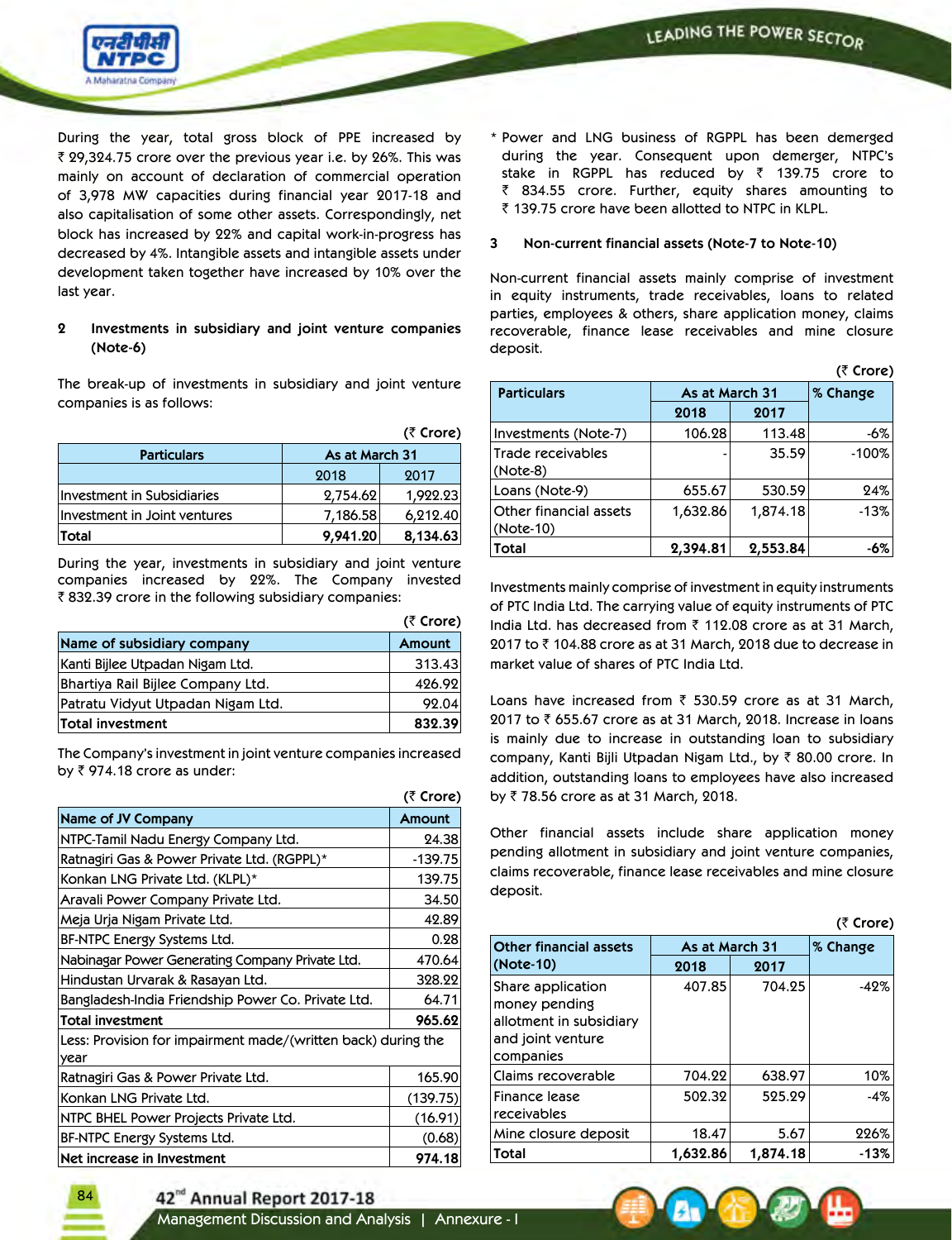During the year, total gross block of PPE increased by ₹ 29,324.75 crore over the previous year i.e. by 26%. This was mainly on account of declaration of commercial operation of 3,978 MW capacities during financial year 2017-18 and also capitalisation of some other assets. Correspondingly, net block has increased by 22% and capital work-in-progress has decreased by 4%. Intangible assets and intangible assets under development taken together have increased by 10% over the last year.

## 2 Investments in subsidiary and joint venture companies (Note-6)

The break-up of investments in subsidiary and joint venture companies is as follows:

(₹ Crore)

| Particulars | As at March 31 | |
|---|---|---|
| | 2018 | 2017 |
| Investment in Subsidiaries | 2,754.62 | 1,922.23 |
| Investment in Joint ventures | 7,186.58 | 6,212.40 |
| **Total** | **9,941.20** | **8,134.63** |

During the year, investments in subsidiary and joint venture companies increased by 22%. The Company invested ₹ 832.39 crore in the following subsidiary companies:

(₹ Crore)

| Name of subsidiary company | Amount |
|---|---|
| Kanti Bijlee Utpadan Nigam Ltd. | 313.43 |
| Bhartiya Rail Bijlee Company Ltd. | 426.92 |
| Patratu Vidyut Utpadan Nigam Ltd. | 92.04 |
| **Total investment** | **832.39** |

The Company's investment in joint venture companies increased by ₹ 974.18 crore as under:

(₹ Crore)

| Name of JV Company | Amount |
|---|---|
| NTPC-Tamil Nadu Energy Company Ltd. | 24.38 |
| Ratnagiri Gas & Power Private Ltd. (RGPPL)* | -139.75 |
| Konkan LNG Private Ltd. (KLPL)* | 139.75 |
| Aravali Power Company Private Ltd. | 34.50 |
| Meja Urja Nigam Private Ltd. | 42.89 |
| BF-NTPC Energy Systems Ltd. | 0.28 |
| Nabinagar Power Generating Company Private Ltd. | 470.64 |
| Hindustan Urvarak & Rasayan Ltd. | 328.22 |
| Bangladesh-India Friendship Power Co. Private Ltd. | 64.71 |
| **Total investment** | **965.62** |
| Less: Provision for impairment made/(written back) during the year | |
| Ratnagiri Gas & Power Private Ltd. | 165.90 |
| Konkan LNG Private Ltd. | (139.75) |
| NTPC BHEL Power Projects Private Ltd. | (16.91) |
| BF-NTPC Energy Systems Ltd. | (0.68) |
| **Net increase in Investment** | **974.18** |

\* Power and LNG business of RGPPL has been demerged during the year. Consequent upon demerger, NTPC's stake in RGPPL has reduced by ₹ 139.75 crore to ₹ 834.55 crore. Further, equity shares amounting to ₹ 139.75 crore have been allotted to NTPC in KLPL.

## 3 Non-current financial assets (Note-7 to Note-10)

Non-current financial assets mainly comprise of investment in equity instruments, trade receivables, loans to related parties, employees & others, share application money, claims recoverable, finance lease receivables and mine closure deposit.

(₹ Crore)

| Particulars | As at March 31 | | % Change |
|---|---|---|---|
| | 2018 | 2017 | |
| Investments (Note-7) | 106.28 | 113.48 | -6% |
| Trade receivables (Note-8) | - | 35.59 | -100% |
| Loans (Note-9) | 655.67 | 530.59 | 24% |
| Other financial assets (Note-10) | 1,632.86 | 1,874.18 | -13% |
| **Total** | **2,394.81** | **2,553.84** | **-6%** |

Investments mainly comprise of investment in equity instruments of PTC India Ltd. The carrying value of equity instruments of PTC India Ltd. has decreased from ₹ 112.08 crore as at 31 March, 2017 to ₹ 104.88 crore as at 31 March, 2018 due to decrease in market value of shares of PTC India Ltd.

Loans have increased from ₹ 530.59 crore as at 31 March, 2017 to ₹ 655.67 crore as at 31 March, 2018. Increase in loans is mainly due to increase in outstanding loan to subsidiary company, Kanti Bijli Utpadan Nigam Ltd., by ₹ 80.00 crore. In addition, outstanding loans to employees have also increased by ₹ 78.56 crore as at 31 March, 2018.

Other financial assets include share application money pending allotment in subsidiary and joint venture companies, claims recoverable, finance lease receivables and mine closure deposit.

(₹ Crore)

| Other financial assets (Note-10) | As at March 31 | | % Change |
|---|---|---|---|
| | 2018 | 2017 | |
| Share application money pending allotment in subsidiary and joint venture companies | 407.85 | 704.25 | -42% |
| Claims recoverable | 704.22 | 638.97 | 10% |
| Finance lease receivables | 502.32 | 525.29 | -4% |
| Mine closure deposit | 18.47 | 5.67 | 226% |
| **Total** | **1,632.86** | **1,874.18** | **-13%** |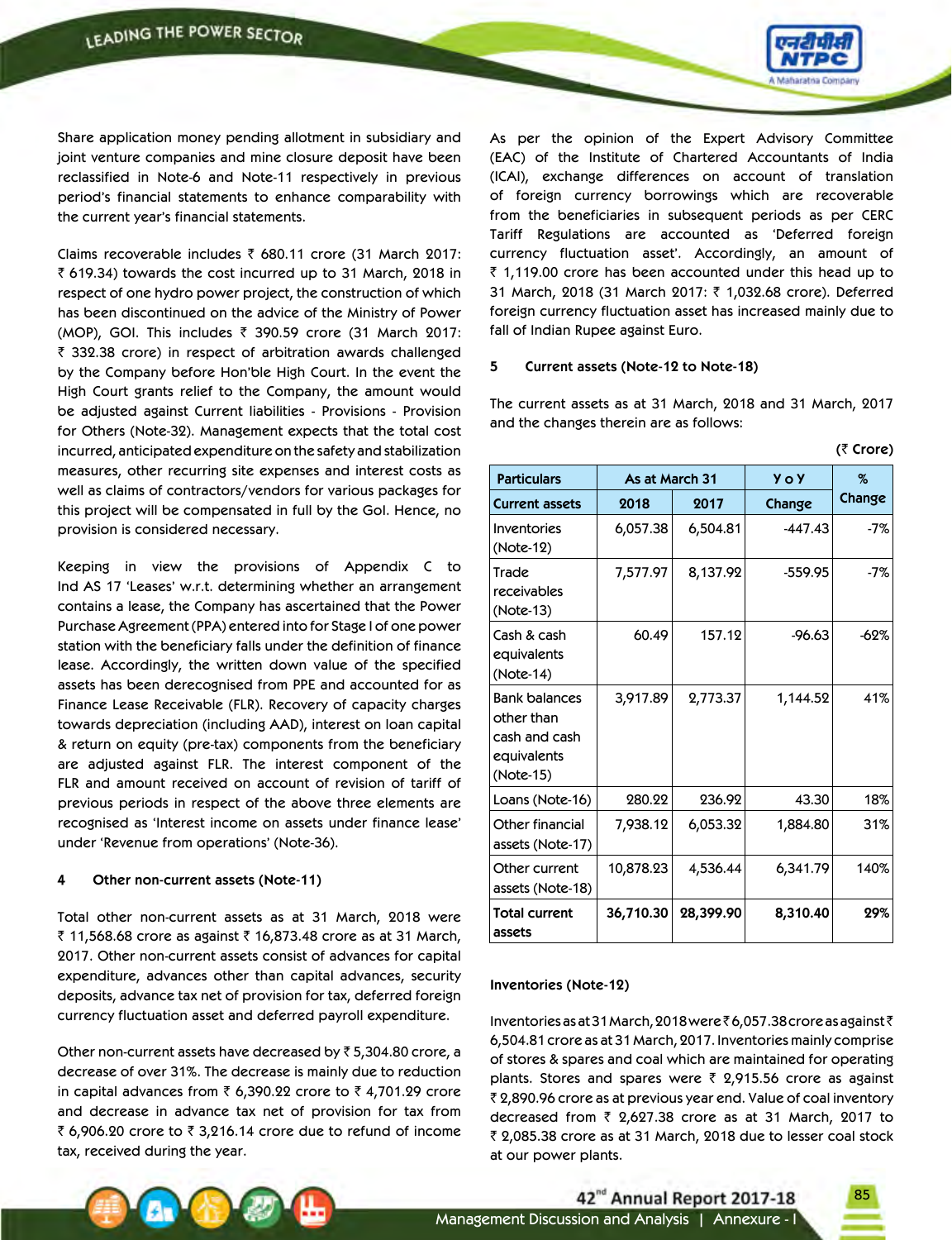Share application money pending allotment in subsidiary and joint venture companies and mine closure deposit have been reclassified in Note-6 and Note-11 respectively in previous period's financial statements to enhance comparability with the current year's financial statements.

Claims recoverable includes ₹ 680.11 crore (31 March 2017: ₹ 619.34) towards the cost incurred up to 31 March, 2018 in respect of one hydro power project, the construction of which has been discontinued on the advice of the Ministry of Power (MOP), GOI. This includes ₹ 390.59 crore (31 March 2017: ₹ 332.38 crore) in respect of arbitration awards challenged by the Company before Hon'ble High Court. In the event the High Court grants relief to the Company, the amount would be adjusted against Current liabilities - Provisions - Provision for Others (Note-32). Management expects that the total cost incurred, anticipated expenditure on the safety and stabilization measures, other recurring site expenses and interest costs as well as claims of contractors/vendors for various packages for this project will be compensated in full by the GoI. Hence, no provision is considered necessary.

Keeping in view the provisions of Appendix C to Ind AS 17 'Leases' w.r.t. determining whether an arrangement contains a lease, the Company has ascertained that the Power Purchase Agreement (PPA) entered into for Stage I of one power station with the beneficiary falls under the definition of finance lease. Accordingly, the written down value of the specified assets has been derecognised from PPE and accounted for as Finance Lease Receivable (FLR). Recovery of capacity charges towards depreciation (including AAD), interest on loan capital & return on equity (pre-tax) components from the beneficiary are adjusted against FLR. The interest component of the FLR and amount received on account of revision of tariff of previous periods in respect of the above three elements are recognised as 'Interest income on assets under finance lease' under 'Revenue from operations' (Note-36).

### 4 Other non-current assets (Note-11)

Total other non-current assets as at 31 March, 2018 were ₹ 11,568.68 crore as against ₹ 16,873.48 crore as at 31 March, 2017. Other non-current assets consist of advances for capital expenditure, advances other than capital advances, security deposits, advance tax net of provision for tax, deferred foreign currency fluctuation asset and deferred payroll expenditure.

Other non-current assets have decreased by ₹ 5,304.80 crore, a decrease of over 31%. The decrease is mainly due to reduction in capital advances from ₹ 6,390.22 crore to ₹ 4,701.29 crore and decrease in advance tax net of provision for tax from ₹ 6,906.20 crore to ₹ 3,216.14 crore due to refund of income tax, received during the year.

As per the opinion of the Expert Advisory Committee (EAC) of the Institute of Chartered Accountants of India (ICAI), exchange differences on account of translation of foreign currency borrowings which are recoverable from the beneficiaries in subsequent periods as per CERC Tariff Regulations are accounted as 'Deferred foreign currency fluctuation asset'. Accordingly, an amount of ₹ 1,119.00 crore has been accounted under this head up to 31 March, 2018 (31 March 2017: ₹ 1,032.68 crore). Deferred foreign currency fluctuation asset has increased mainly due to fall of Indian Rupee against Euro.

### 5 Current assets (Note-12 to Note-18)

The current assets as at 31 March, 2018 and 31 March, 2017 and the changes therein are as follows:

(₹ Crore)

| Particulars | As at March 31 | | YoY | % Change |
|---|---|---|---|---|
| **Current assets** | **2018** | **2017** | **Change** | |
| Inventories (Note-12) | 6,057.38 | 6,504.81 | -447.43 | -7% |
| Trade receivables (Note-13) | 7,577.97 | 8,137.92 | -559.95 | -7% |
| Cash & cash equivalents (Note-14) | 60.49 | 157.12 | -96.63 | -62% |
| Bank balances other than cash and cash equivalents (Note-15) | 3,917.89 | 2,773.37 | 1,144.52 | 41% |
| Loans (Note-16) | 280.22 | 236.92 | 43.30 | 18% |
| Other financial assets (Note-17) | 7,938.12 | 6,053.32 | 1,884.80 | 31% |
| Other current assets (Note-18) | 10,878.23 | 4,536.44 | 6,341.79 | 140% |
| **Total current assets** | **36,710.30** | **28,399.90** | **8,310.40** | **29%** |

#### Inventories (Note-12)

Inventories as at 31 March, 2018 were ₹ 6,057.38 crore as against ₹ 6,504.81 crore as at 31 March, 2017. Inventories mainly comprise of stores & spares and coal which are maintained for operating plants. Stores and spares were ₹ 2,915.56 crore as against ₹ 2,890.96 crore as at previous year end. Value of coal inventory decreased from ₹ 2,627.38 crore as at 31 March, 2017 to ₹ 2,085.38 crore as at 31 March, 2018 due to lesser coal stock at our power plants.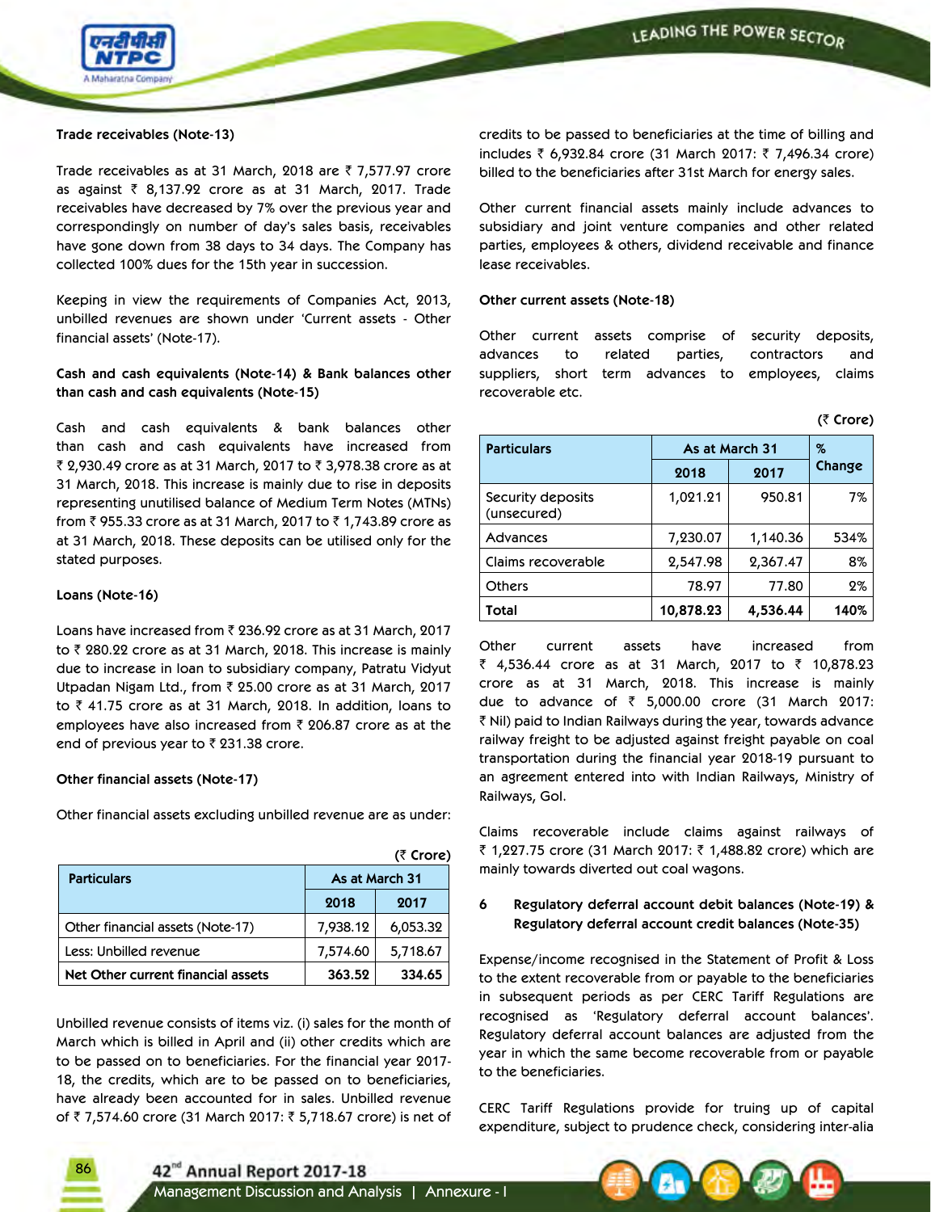**Trade receivables (Note-13)**

Trade receivables as at 31 March, 2018 are ₹ 7,577.97 crore as against ₹ 8,137.92 crore as at 31 March, 2017. Trade receivables have decreased by 7% over the previous year and correspondingly on number of day's sales basis, receivables have gone down from 38 days to 34 days. The Company has collected 100% dues for the 15th year in succession.

Keeping in view the requirements of Companies Act, 2013, unbilled revenues are shown under 'Current assets - Other financial assets' (Note-17).

**Cash and cash equivalents (Note-14) & Bank balances other than cash and cash equivalents (Note-15)**

Cash and cash equivalents & bank balances other than cash and cash equivalents have increased from ₹ 2,930.49 crore as at 31 March, 2017 to ₹ 3,978.38 crore as at 31 March, 2018. This increase is mainly due to rise in deposits representing unutilised balance of Medium Term Notes (MTNs) from ₹ 955.33 crore as at 31 March, 2017 to ₹ 1,743.89 crore as at 31 March, 2018. These deposits can be utilised only for the stated purposes.

**Loans (Note-16)**

Loans have increased from ₹ 236.92 crore as at 31 March, 2017 to ₹ 280.22 crore as at 31 March, 2018. This increase is mainly due to increase in loan to subsidiary company, Patratu Vidyut Utpadan Nigam Ltd., from ₹ 25.00 crore as at 31 March, 2017 to ₹ 41.75 crore as at 31 March, 2018. In addition, loans to employees have also increased from ₹ 206.87 crore as at the end of previous year to ₹ 231.38 crore.

**Other financial assets (Note-17)**

Other financial assets excluding unbilled revenue are as under:

(₹ Crore)

| Particulars | As at March 31 | |
|---|---|---|
| | 2018 | 2017 |
| Other financial assets (Note-17) | 7,938.12 | 6,053.32 |
| Less: Unbilled revenue | 7,574.60 | 5,718.67 |
| **Net Other current financial assets** | **363.52** | **334.65** |

Unbilled revenue consists of items viz. (i) sales for the month of March which is billed in April and (ii) other credits which are to be passed on to beneficiaries. For the financial year 2017-18, the credits, which are to be passed on to beneficiaries, have already been accounted for in sales. Unbilled revenue of ₹ 7,574.60 crore (31 March 2017: ₹ 5,718.67 crore) is net of credits to be passed to beneficiaries at the time of billing and includes ₹ 6,932.84 crore (31 March 2017: ₹ 7,496.34 crore) billed to the beneficiaries after 31st March for energy sales.

Other current financial assets mainly include advances to subsidiary and joint venture companies and other related parties, employees & others, dividend receivable and finance lease receivables.

**Other current assets (Note-18)**

Other current assets comprise of security deposits, advances to related parties, contractors and suppliers, short term advances to employees, claims recoverable etc.

(₹ Crore)

| Particulars | As at March 31 | | % Change |
|---|---|---|---|
| | 2018 | 2017 | |
| Security deposits (unsecured) | 1,021.21 | 950.81 | 7% |
| Advances | 7,230.07 | 1,140.36 | 534% |
| Claims recoverable | 2,547.98 | 2,367.47 | 8% |
| Others | 78.97 | 77.80 | 2% |
| **Total** | **10,878.23** | **4,536.44** | **140%** |

Other current assets have increased from ₹ 4,536.44 crore as at 31 March, 2017 to ₹ 10,878.23 crore as at 31 March, 2018. This increase is mainly due to advance of ₹ 5,000.00 crore (31 March 2017: ₹ Nil) paid to Indian Railways during the year, towards advance railway freight to be adjusted against freight payable on coal transportation during the financial year 2018-19 pursuant to an agreement entered into with Indian Railways, Ministry of Railways, GoI.

Claims recoverable include claims against railways of ₹ 1,227.75 crore (31 March 2017: ₹ 1,488.82 crore) which are mainly towards diverted out coal wagons.

**6 Regulatory deferral account debit balances (Note-19) & Regulatory deferral account credit balances (Note-35)**

Expense/income recognised in the Statement of Profit & Loss to the extent recoverable from or payable to the beneficiaries in subsequent periods as per CERC Tariff Regulations are recognised as 'Regulatory deferral account balances'. Regulatory deferral account balances are adjusted from the year in which the same become recoverable from or payable to the beneficiaries.

CERC Tariff Regulations provide for truing up of capital expenditure, subject to prudence check, considering inter-alia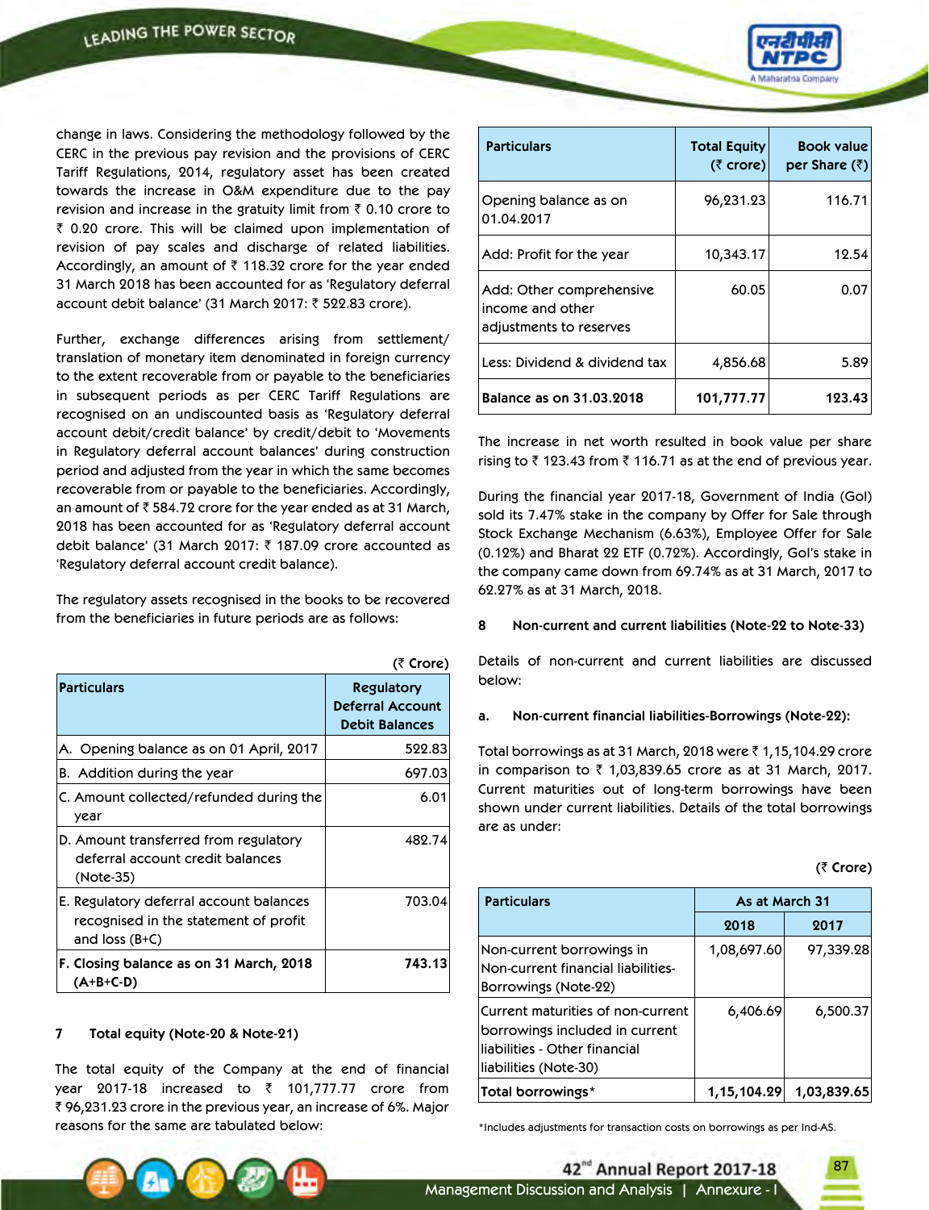change in laws. Considering the methodology followed by the CERC in the previous pay revision and the provisions of CERC Tariff Regulations, 2014, regulatory asset has been created towards the increase in O&M expenditure due to the pay revision and increase in the gratuity limit from ₹ 0.10 crore to ₹ 0.20 crore. This will be claimed upon implementation of revision of pay scales and discharge of related liabilities. Accordingly, an amount of ₹ 118.32 crore for the year ended 31 March 2018 has been accounted for as 'Regulatory deferral account debit balance' (31 March 2017: ₹ 522.83 crore).

Further, exchange differences arising from settlement/ translation of monetary item denominated in foreign currency to the extent recoverable from or payable to the beneficiaries in subsequent periods as per CERC Tariff Regulations are recognised on an undiscounted basis as 'Regulatory deferral account debit/credit balance' by credit/debit to 'Movements in Regulatory deferral account balances' during construction period and adjusted from the year in which the same becomes recoverable from or payable to the beneficiaries. Accordingly, an amount of ₹ 584.72 crore for the year ended as at 31 March, 2018 has been accounted for as 'Regulatory deferral account debit balance' (31 March 2017: ₹ 187.09 crore accounted as 'Regulatory deferral account credit balance).

The regulatory assets recognised in the books to be recovered from the beneficiaries in future periods are as follows:

(₹ Crore)

| Particulars | Regulatory Deferral Account Debit Balances |
|---|---|
| A. Opening balance as on 01 April, 2017 | 522.83 |
| B. Addition during the year | 697.03 |
| C. Amount collected/refunded during the year | 6.01 |
| D. Amount transferred from regulatory deferral account credit balances (Note-35) | 482.74 |
| E. Regulatory deferral account balances recognised in the statement of profit and loss (B+C) | 703.04 |
| **F. Closing balance as on 31 March, 2018 (A+B+C-D)** | **743.13** |

## 7 Total equity (Note-20 & Note-21)

The total equity of the Company at the end of financial year 2017-18 increased to ₹ 101,777.77 crore from ₹ 96,231.23 crore in the previous year, an increase of 6%. Major reasons for the same are tabulated below:

| Particulars | Total Equity (₹ crore) | Book value per Share (₹) |
|---|---|---|
| Opening balance as on 01.04.2017 | 96,231.23 | 116.71 |
| Add: Profit for the year | 10,343.17 | 12.54 |
| Add: Other comprehensive income and other adjustments to reserves | 60.05 | 0.07 |
| Less: Dividend & dividend tax | 4,856.68 | 5.89 |
| **Balance as on 31.03.2018** | **101,777.77** | **123.43** |

The increase in net worth resulted in book value per share rising to ₹ 123.43 from ₹ 116.71 as at the end of previous year.

During the financial year 2017-18, Government of India (GoI) sold its 7.47% stake in the company by Offer for Sale through Stock Exchange Mechanism (6.63%), Employee Offer for Sale (0.12%) and Bharat 22 ETF (0.72%). Accordingly, GoI's stake in the company came down from 69.74% as at 31 March, 2017 to 62.27% as at 31 March, 2018.

## 8 Non-current and current liabilities (Note-22 to Note-33)

Details of non-current and current liabilities are discussed below:

### a. Non-current financial liabilities-Borrowings (Note-22):

Total borrowings as at 31 March, 2018 were ₹ 1,15,104.29 crore in comparison to ₹ 1,03,839.65 crore as at 31 March, 2017. Current maturities out of long-term borrowings have been shown under current liabilities. Details of the total borrowings are as under:

(₹ Crore)

| Particulars | As at March 31 | |
|---|---|---|
| | 2018 | 2017 |
| Non-current borrowings in Non-current financial liabilities-Borrowings (Note-22) | 1,08,697.60 | 97,339.28 |
| Current maturities of non-current borrowings included in current liabilities - Other financial liabilities (Note-30) | 6,406.69 | 6,500.37 |
| **Total borrowings*** | **1,15,104.29** | **1,03,839.65** |

*Includes adjustments for transaction costs on borrowings as per Ind-AS.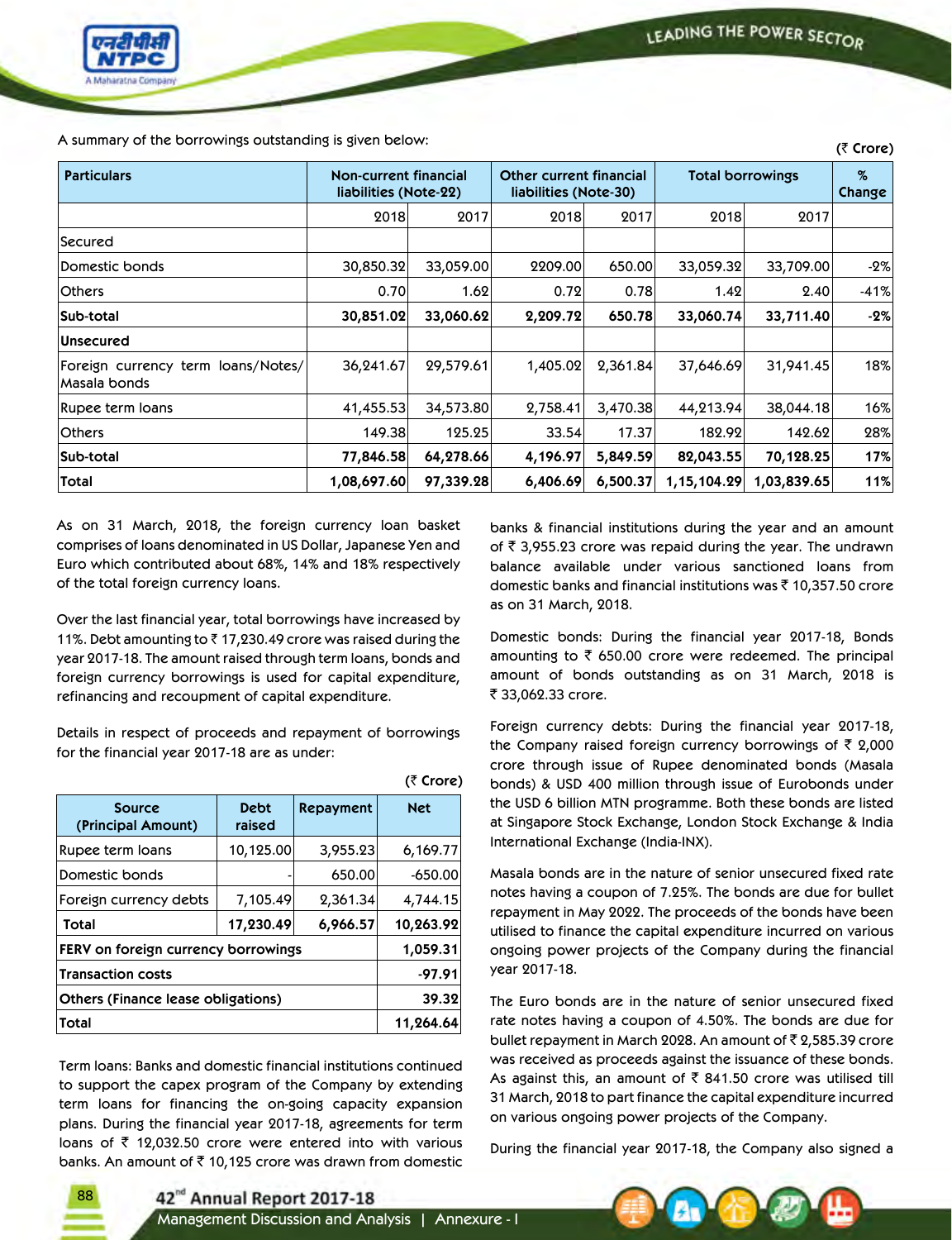A summary of the borrowings outstanding is given below:

(₹ Crore)

| Particulars | Non-current financial liabilities (Note-22) | | Other current financial liabilities (Note-30) | | Total borrowings | | % Change |
|---|---|---|---|---|---|---|---|
| | 2018 | 2017 | 2018 | 2017 | 2018 | 2017 | |
| Secured | | | | | | | |
| Domestic bonds | 30,850.32 | 33,059.00 | 2209.00 | 650.00 | 33,059.32 | 33,709.00 | -2% |
| Others | 0.70 | 1.62 | 0.72 | 0.78 | 1.42 | 2.40 | -41% |
| **Sub-total** | **30,851.02** | **33,060.62** | **2,209.72** | **650.78** | **33,060.74** | **33,711.40** | **-2%** |
| **Unsecured** | | | | | | | |
| Foreign currency term loans/Notes/ Masala bonds | 36,241.67 | 29,579.61 | 1,405.02 | 2,361.84 | 37,646.69 | 31,941.45 | 18% |
| Rupee term loans | 41,455.53 | 34,573.80 | 2,758.41 | 3,470.38 | 44,213.94 | 38,044.18 | 16% |
| Others | 149.38 | 125.25 | 33.54 | 17.37 | 182.92 | 142.62 | 28% |
| **Sub-total** | **77,846.58** | **64,278.66** | **4,196.97** | **5,849.59** | **82,043.55** | **70,128.25** | **17%** |
| **Total** | **1,08,697.60** | **97,339.28** | **6,406.69** | **6,500.37** | **1,15,104.29** | **1,03,839.65** | **11%** |

As on 31 March, 2018, the foreign currency loan basket comprises of loans denominated in US Dollar, Japanese Yen and Euro which contributed about 68%, 14% and 18% respectively of the total foreign currency loans.

Over the last financial year, total borrowings have increased by 11%. Debt amounting to ₹ 17,230.49 crore was raised during the year 2017-18. The amount raised through term loans, bonds and foreign currency borrowings is used for capital expenditure, refinancing and recoupment of capital expenditure.

Details in respect of proceeds and repayment of borrowings for the financial year 2017-18 are as under:

(₹ Crore)

| Source (Principal Amount) | Debt raised | Repayment | Net |
|---|---|---|---|
| Rupee term loans | 10,125.00 | 3,955.23 | 6,169.77 |
| Domestic bonds | - | 650.00 | -650.00 |
| Foreign currency debts | 7,105.49 | 2,361.34 | 4,744.15 |
| **Total** | **17,230.49** | **6,966.57** | **10,263.92** |
| **FERV on foreign currency borrowings** | | | **1,059.31** |
| **Transaction costs** | | | **-97.91** |
| **Others (Finance lease obligations)** | | | **39.32** |
| **Total** | | | **11,264.64** |

Term loans: Banks and domestic financial institutions continued to support the capex program of the Company by extending term loans for financing the on-going capacity expansion plans. During the financial year 2017-18, agreements for term loans of ₹ 12,032.50 crore were entered into with various banks. An amount of ₹ 10,125 crore was drawn from domestic banks & financial institutions during the year and an amount of ₹ 3,955.23 crore was repaid during the year. The undrawn balance available under various sanctioned loans from domestic banks and financial institutions was ₹ 10,357.50 crore as on 31 March, 2018.

Domestic bonds: During the financial year 2017-18, Bonds amounting to ₹ 650.00 crore were redeemed. The principal amount of bonds outstanding as on 31 March, 2018 is ₹ 33,062.33 crore.

Foreign currency debts: During the financial year 2017-18, the Company raised foreign currency borrowings of ₹ 2,000 crore through issue of Rupee denominated bonds (Masala bonds) & USD 400 million through issue of Eurobonds under the USD 6 billion MTN programme. Both these bonds are listed at Singapore Stock Exchange, London Stock Exchange & India International Exchange (India-INX).

Masala bonds are in the nature of senior unsecured fixed rate notes having a coupon of 7.25%. The bonds are due for bullet repayment in May 2022. The proceeds of the bonds have been utilised to finance the capital expenditure incurred on various ongoing power projects of the Company during the financial year 2017-18.

The Euro bonds are in the nature of senior unsecured fixed rate notes having a coupon of 4.50%. The bonds are due for bullet repayment in March 2028. An amount of ₹ 2,585.39 crore was received as proceeds against the issuance of these bonds. As against this, an amount of ₹ 841.50 crore was utilised till 31 March, 2018 to part finance the capital expenditure incurred on various ongoing power projects of the Company.

During the financial year 2017-18, the Company also signed a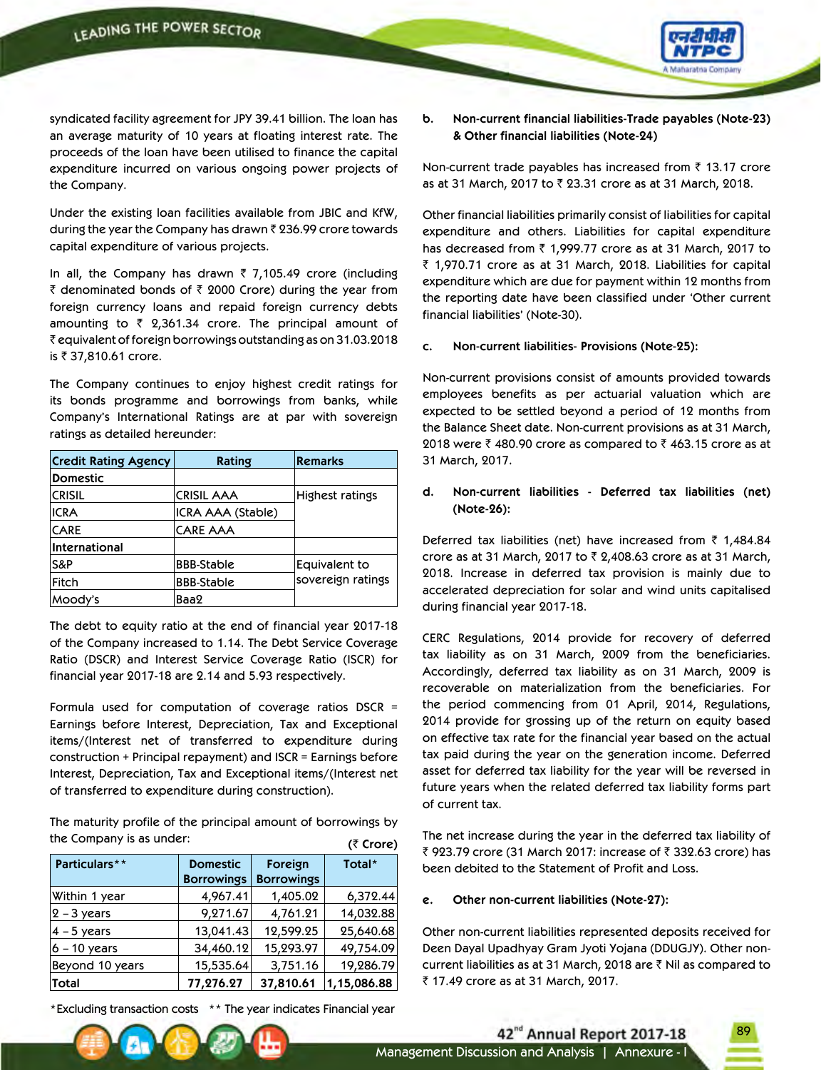syndicated facility agreement for JPY 39.41 billion. The loan has an average maturity of 10 years at floating interest rate. The proceeds of the loan have been utilised to finance the capital expenditure incurred on various ongoing power projects of the Company.

Under the existing loan facilities available from JBIC and KfW, during the year the Company has drawn ₹ 236.99 crore towards capital expenditure of various projects.

In all, the Company has drawn ₹ 7,105.49 crore (including ₹ denominated bonds of ₹ 2000 Crore) during the year from foreign currency loans and repaid foreign currency debts amounting to ₹ 2,361.34 crore. The principal amount of ₹ equivalent of foreign borrowings outstanding as on 31.03.2018 is ₹ 37,810.61 crore.

The Company continues to enjoy highest credit ratings for its bonds programme and borrowings from banks, while Company's International Ratings are at par with sovereign ratings as detailed hereunder:

| Credit Rating Agency | Rating | Remarks |
|---|---|---|
| **Domestic** | | |
| CRISIL | CRISIL AAA | Highest ratings |
| ICRA | ICRA AAA (Stable) | |
| CARE | CARE AAA | |
| **International** | | |
| S&P | BBB-Stable | Equivalent to sovereign ratings |
| Fitch | BBB-Stable | |
| Moody's | Baa2 | |

The debt to equity ratio at the end of financial year 2017-18 of the Company increased to 1.14. The Debt Service Coverage Ratio (DSCR) and Interest Service Coverage Ratio (ISCR) for financial year 2017-18 are 2.14 and 5.93 respectively.

Formula used for computation of coverage ratios DSCR = Earnings before Interest, Depreciation, Tax and Exceptional items/(Interest net of transferred to expenditure during construction + Principal repayment) and ISCR = Earnings before Interest, Depreciation, Tax and Exceptional items/(Interest net of transferred to expenditure during construction).

The maturity profile of the principal amount of borrowings by the Company is as under:

(₹ Crore)

| Particulars** | Domestic Borrowings | Foreign Borrowings | Total* |
|---|---|---|---|
| Within 1 year | 4,967.41 | 1,405.02 | 6,372.44 |
| 2 – 3 years | 9,271.67 | 4,761.21 | 14,032.88 |
| 4 – 5 years | 13,041.43 | 12,599.25 | 25,640.68 |
| 6 – 10 years | 34,460.12 | 15,293.97 | 49,754.09 |
| Beyond 10 years | 15,535.64 | 3,751.16 | 19,286.79 |
| **Total** | **77,276.27** | **37,810.61** | **1,15,086.88** |

*Excluding transaction costs  ** The year indicates Financial year

**b. Non-current financial liabilities-Trade payables (Note-23) & Other financial liabilities (Note-24)**

Non-current trade payables has increased from ₹ 13.17 crore as at 31 March, 2017 to ₹ 23.31 crore as at 31 March, 2018.

Other financial liabilities primarily consist of liabilities for capital expenditure and others. Liabilities for capital expenditure has decreased from ₹ 1,999.77 crore as at 31 March, 2017 to ₹ 1,970.71 crore as at 31 March, 2018. Liabilities for capital expenditure which are due for payment within 12 months from the reporting date have been classified under 'Other current financial liabilities' (Note-30).

**c. Non-current liabilities- Provisions (Note-25):**

Non-current provisions consist of amounts provided towards employees benefits as per actuarial valuation which are expected to be settled beyond a period of 12 months from the Balance Sheet date. Non-current provisions as at 31 March, 2018 were ₹ 480.90 crore as compared to ₹ 463.15 crore as at 31 March, 2017.

**d. Non-current liabilities - Deferred tax liabilities (net) (Note-26):**

Deferred tax liabilities (net) have increased from ₹ 1,484.84 crore as at 31 March, 2017 to ₹ 2,408.63 crore as at 31 March, 2018. Increase in deferred tax provision is mainly due to accelerated depreciation for solar and wind units capitalised during financial year 2017-18.

CERC Regulations, 2014 provide for recovery of deferred tax liability as on 31 March, 2009 from the beneficiaries. Accordingly, deferred tax liability as on 31 March, 2009 is recoverable on materialization from the beneficiaries. For the period commencing from 01 April, 2014, Regulations, 2014 provide for grossing up of the return on equity based on effective tax rate for the financial year based on the actual tax paid during the year on the generation income. Deferred asset for deferred tax liability for the year will be reversed in future years when the related deferred tax liability forms part of current tax.

The net increase during the year in the deferred tax liability of ₹ 923.79 crore (31 March 2017: increase of ₹ 332.63 crore) has been debited to the Statement of Profit and Loss.

**e. Other non-current liabilities (Note-27):**

Other non-current liabilities represented deposits received for Deen Dayal Upadhyay Gram Jyoti Yojana (DDUGJY). Other non-current liabilities as at 31 March, 2018 are ₹ Nil as compared to ₹ 17.49 crore as at 31 March, 2017.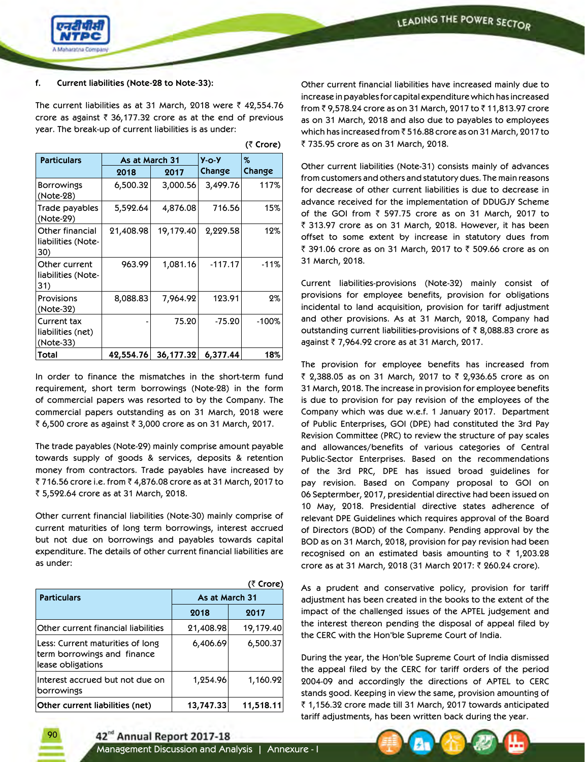f. **Current liabilities (Note-28 to Note-33):**

The current liabilities as at 31 March, 2018 were ₹ 42,554.76 crore as against ₹ 36,177.32 crore as at the end of previous year. The break-up of current liabilities is as under:

(₹ Crore)

| Particulars | As at March 31 | | Y-o-Y Change | % Change |
|---|---|---|---|---|
| | 2018 | 2017 | | |
| Borrowings (Note-28) | 6,500.32 | 3,000.56 | 3,499.76 | 117% |
| Trade payables (Note-29) | 5,592.64 | 4,876.08 | 716.56 | 15% |
| Other financial liabilities (Note-30) | 21,408.98 | 19,179.40 | 2,229.58 | 12% |
| Other current liabilities (Note-31) | 963.99 | 1,081.16 | -117.17 | -11% |
| Provisions (Note-32) | 8,088.83 | 7,964.92 | 123.91 | 2% |
| Current tax liabilities (net) (Note-33) | - | 75.20 | -75.20 | -100% |
| **Total** | **42,554.76** | **36,177.32** | **6,377.44** | **18%** |

In order to finance the mismatches in the short-term fund requirement, short term borrowings (Note-28) in the form of commercial papers was resorted to by the Company. The commercial papers outstanding as on 31 March, 2018 were ₹ 6,500 crore as against ₹ 3,000 crore as on 31 March, 2017.

The trade payables (Note-29) mainly comprise amount payable towards supply of goods & services, deposits & retention money from contractors. Trade payables have increased by ₹ 716.56 crore i.e. from ₹ 4,876.08 crore as at 31 March, 2017 to ₹ 5,592.64 crore as at 31 March, 2018.

Other current financial liabilities (Note-30) mainly comprise of current maturities of long term borrowings, interest accrued but not due on borrowings and payables towards capital expenditure. The details of other current financial liabilities are as under:

(₹ Crore)

| Particulars | As at March 31 | |
|---|---|---|
| | 2018 | 2017 |
| Other current financial liabilities | 21,408.98 | 19,179.40 |
| Less: Current maturities of long term borrowings and finance lease obligations | 6,406.69 | 6,500.37 |
| Interest accrued but not due on borrowings | 1,254.96 | 1,160.92 |
| **Other current liabilities (net)** | **13,747.33** | **11,518.11** |

Other current financial liabilities have increased mainly due to increase in payables for capital expenditure which has increased from ₹ 9,578.24 crore as on 31 March, 2017 to ₹ 11,813.97 crore as on 31 March, 2018 and also due to payables to employees which has increased from ₹ 516.88 crore as on 31 March, 2017 to ₹ 735.95 crore as on 31 March, 2018.

Other current liabilities (Note-31) consists mainly of advances from customers and others and statutory dues. The main reasons for decrease of other current liabilities is due to decrease in advance received for the implementation of DDUGJY Scheme of the GOI from ₹ 597.75 crore as on 31 March, 2017 to ₹ 313.97 crore as on 31 March, 2018. However, it has been offset to some extent by increase in statutory dues from ₹ 391.06 crore as on 31 March, 2017 to ₹ 509.66 crore as on 31 March, 2018.

Current liabilities-provisions (Note-32) mainly consist of provisions for employee benefits, provision for obligations incidental to land acquisition, provision for tariff adjustment and other provisions. As at 31 March, 2018, Company had outstanding current liabilities-provisions of ₹ 8,088.83 crore as against ₹ 7,964.92 crore as at 31 March, 2017.

The provision for employee benefits has increased from ₹ 2,388.05 as on 31 March, 2017 to ₹ 2,936.65 crore as on 31 March, 2018. The increase in provision for employee benefits is due to provision for pay revision of the employees of the Company which was due w.e.f. 1 January 2017. Department of Public Enterprises, GOI (DPE) had constituted the 3rd Pay Revision Committee (PRC) to review the structure of pay scales and allowances/benefits of various categories of Central Public-Sector Enterprises. Based on the recommendations of the 3rd PRC, DPE has issued broad guidelines for pay revision. Based on Company proposal to GOI on 06 Septermber, 2017, presidential directive had been issued on 10 May, 2018. Presidential directive states adherence of relevant DPE Guidelines which requires approval of the Board of Directors (BOD) of the Company. Pending approval by the BOD as on 31 March, 2018, provision for pay revision had been recognised on an estimated basis amounting to ₹ 1,203.28 crore as at 31 March, 2018 (31 March 2017: ₹ 260.24 crore).

As a prudent and conservative policy, provision for tariff adjustment has been created in the books to the extent of the impact of the challenged issues of the APTEL judgement and the interest thereon pending the disposal of appeal filed by the CERC with the Hon'ble Supreme Court of India.

During the year, the Hon'ble Supreme Court of India dismissed the appeal filed by the CERC for tariff orders of the period 2004-09 and accordingly the directions of APTEL to CERC stands good. Keeping in view the same, provision amounting of ₹ 1,156.32 crore made till 31 March, 2017 towards anticipated tariff adjustments, has been written back during the year.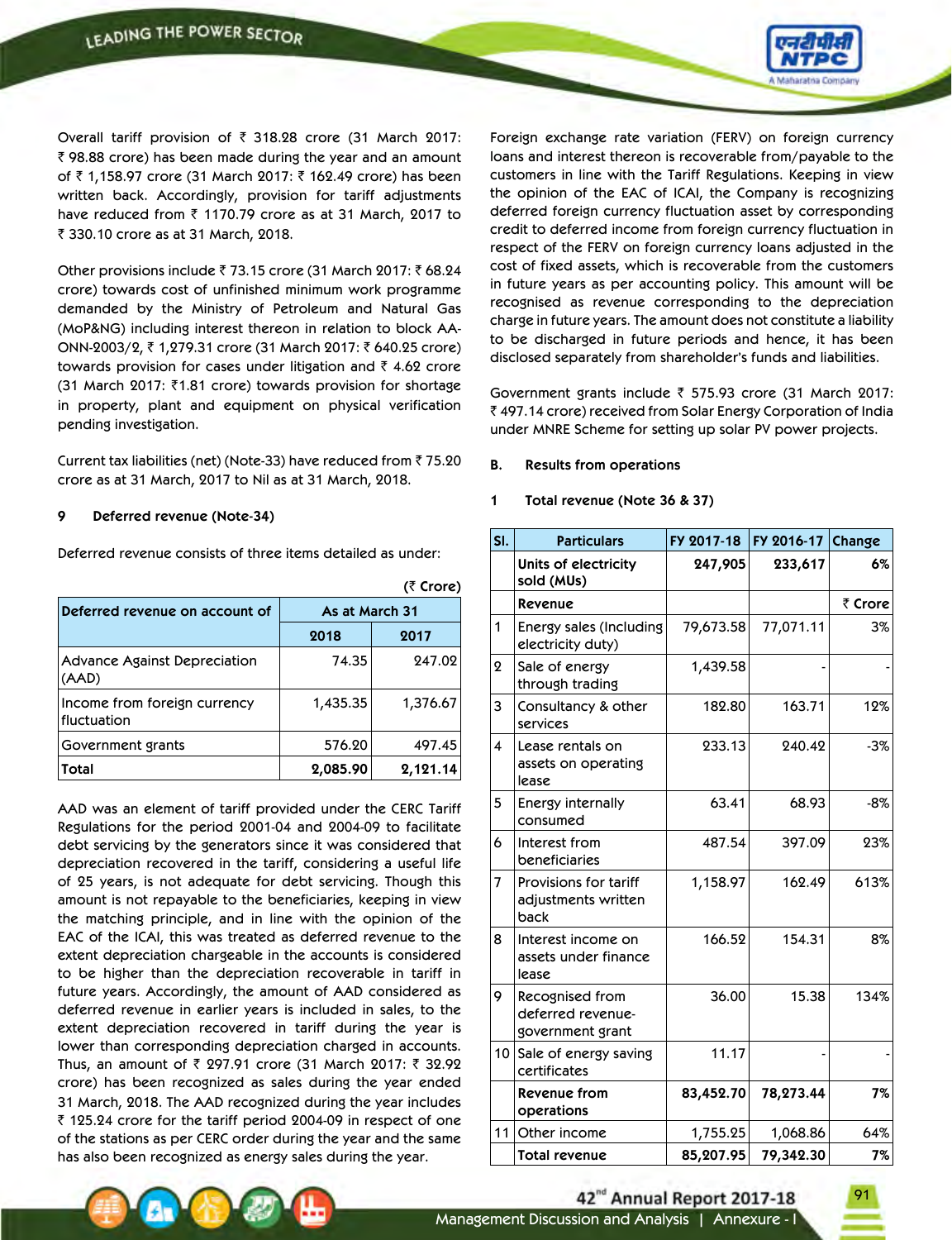Overall tariff provision of ₹ 318.28 crore (31 March 2017: ₹ 98.88 crore) has been made during the year and an amount of ₹ 1,158.97 crore (31 March 2017: ₹ 162.49 crore) has been written back. Accordingly, provision for tariff adjustments have reduced from ₹ 1170.79 crore as at 31 March, 2017 to ₹ 330.10 crore as at 31 March, 2018.

Other provisions include ₹ 73.15 crore (31 March 2017: ₹ 68.24 crore) towards cost of unfinished minimum work programme demanded by the Ministry of Petroleum and Natural Gas (MoP&NG) including interest thereon in relation to block AA-ONN-2003/2, ₹ 1,279.31 crore (31 March 2017: ₹ 640.25 crore) towards provision for cases under litigation and ₹ 4.62 crore (31 March 2017: ₹1.81 crore) towards provision for shortage in property, plant and equipment on physical verification pending investigation.

Current tax liabilities (net) (Note-33) have reduced from ₹ 75.20 crore as at 31 March, 2017 to Nil as at 31 March, 2018.

### 9 Deferred revenue (Note-34)

Deferred revenue consists of three items detailed as under:

(₹ Crore)

| Deferred revenue on account of | As at March 31 | |
|---|---|---|
| | 2018 | 2017 |
| Advance Against Depreciation (AAD) | 74.35 | 247.02 |
| Income from foreign currency fluctuation | 1,435.35 | 1,376.67 |
| Government grants | 576.20 | 497.45 |
| **Total** | **2,085.90** | **2,121.14** |

AAD was an element of tariff provided under the CERC Tariff Regulations for the period 2001-04 and 2004-09 to facilitate debt servicing by the generators since it was considered that depreciation recovered in the tariff, considering a useful life of 25 years, is not adequate for debt servicing. Though this amount is not repayable to the beneficiaries, keeping in view the matching principle, and in line with the opinion of the EAC of the ICAI, this was treated as deferred revenue to the extent depreciation chargeable in the accounts is considered to be higher than the depreciation recoverable in tariff in future years. Accordingly, the amount of AAD considered as deferred revenue in earlier years is included in sales, to the extent depreciation recovered in tariff during the year is lower than corresponding depreciation charged in accounts. Thus, an amount of ₹ 297.91 crore (31 March 2017: ₹ 32.92 crore) has been recognized as sales during the year ended 31 March, 2018. The AAD recognized during the year includes ₹ 125.24 crore for the tariff period 2004-09 in respect of one of the stations as per CERC order during the year and the same has also been recognized as energy sales during the year.

Foreign exchange rate variation (FERV) on foreign currency loans and interest thereon is recoverable from/payable to the customers in line with the Tariff Regulations. Keeping in view the opinion of the EAC of ICAI, the Company is recognizing deferred foreign currency fluctuation asset by corresponding credit to deferred income from foreign currency fluctuation in respect of the FERV on foreign currency loans adjusted in the cost of fixed assets, which is recoverable from the customers in future years as per accounting policy. This amount will be recognised as revenue corresponding to the depreciation charge in future years. The amount does not constitute a liability to be discharged in future periods and hence, it has been disclosed separately from shareholder's funds and liabilities.

Government grants include ₹ 575.93 crore (31 March 2017: ₹ 497.14 crore) received from Solar Energy Corporation of India under MNRE Scheme for setting up solar PV power projects.

## B. Results from operations

### 1 Total revenue (Note 36 & 37)

| Sl. | Particulars | FY 2017-18 | FY 2016-17 | Change |
|---|---|---|---|---|
| | **Units of electricity sold (MUs)** | **247,905** | **233,617** | **6%** |
| | **Revenue** | | | ₹ Crore |
| 1 | Energy sales (Including electricity duty) | 79,673.58 | 77,071.11 | 3% |
| 2 | Sale of energy through trading | 1,439.58 | - | - |
| 3 | Consultancy & other services | 182.80 | 163.71 | 12% |
| 4 | Lease rentals on assets on operating lease | 233.13 | 240.42 | -3% |
| 5 | Energy internally consumed | 63.41 | 68.93 | -8% |
| 6 | Interest from beneficiaries | 487.54 | 397.09 | 23% |
| 7 | Provisions for tariff adjustments written back | 1,158.97 | 162.49 | 613% |
| 8 | Interest income on assets under finance lease | 166.52 | 154.31 | 8% |
| 9 | Recognised from deferred revenue-government grant | 36.00 | 15.38 | 134% |
| 10 | Sale of energy saving certificates | 11.17 | - | - |
| | **Revenue from operations** | **83,452.70** | **78,273.44** | **7%** |
| 11 | Other income | 1,755.25 | 1,068.86 | 64% |
| | **Total revenue** | **85,207.95** | **79,342.30** | **7%** |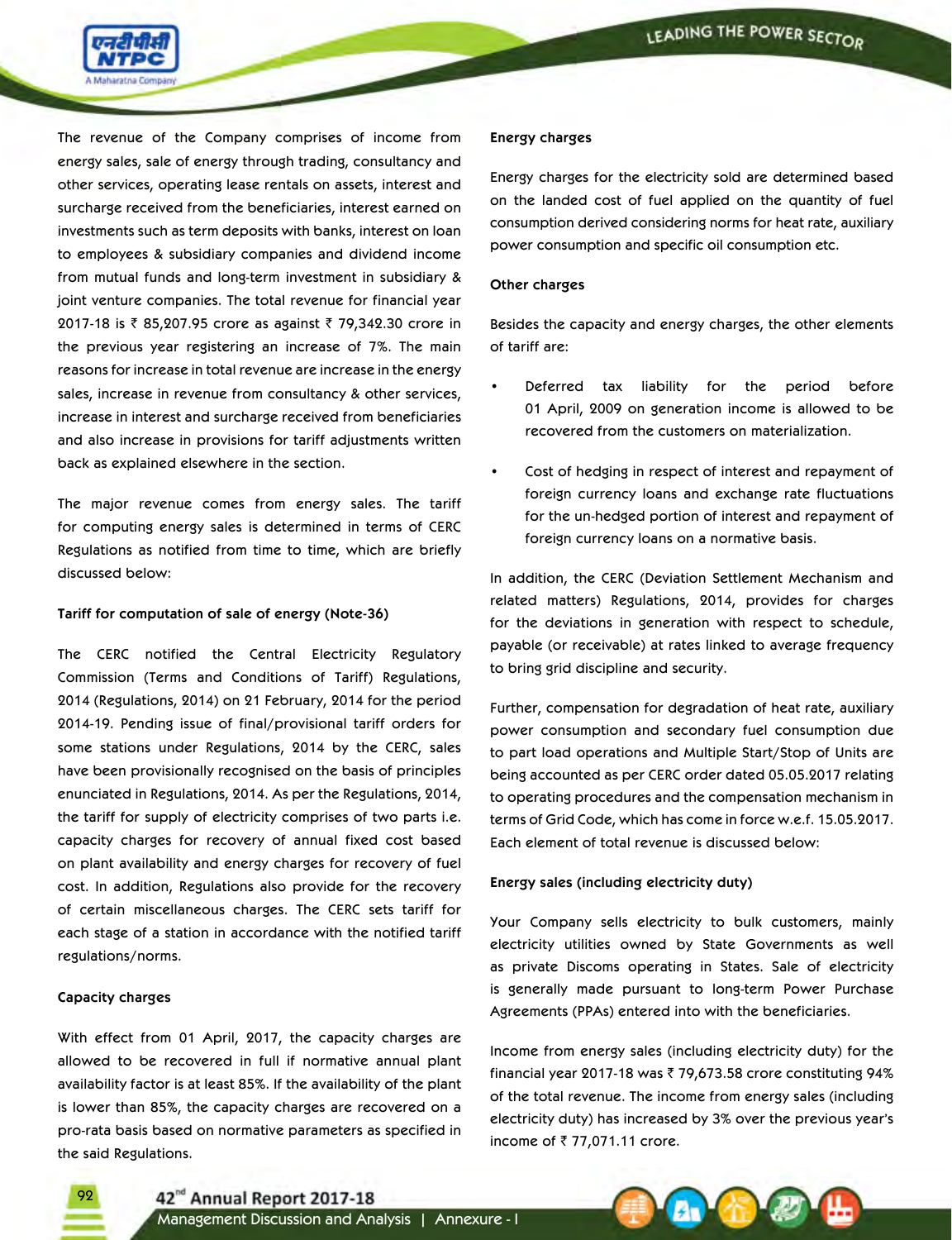The revenue of the Company comprises of income from energy sales, sale of energy through trading, consultancy and other services, operating lease rentals on assets, interest and surcharge received from the beneficiaries, interest earned on investments such as term deposits with banks, interest on loan to employees & subsidiary companies and dividend income from mutual funds and long-term investment in subsidiary & joint venture companies. The total revenue for financial year 2017-18 is ₹ 85,207.95 crore as against ₹ 79,342.30 crore in the previous year registering an increase of 7%. The main reasons for increase in total revenue are increase in the energy sales, increase in revenue from consultancy & other services, increase in interest and surcharge received from beneficiaries and also increase in provisions for tariff adjustments written back as explained elsewhere in the section.

The major revenue comes from energy sales. The tariff for computing energy sales is determined in terms of CERC Regulations as notified from time to time, which are briefly discussed below:

**Tariff for computation of sale of energy (Note-36)**

The CERC notified the Central Electricity Regulatory Commission (Terms and Conditions of Tariff) Regulations, 2014 (Regulations, 2014) on 21 February, 2014 for the period 2014-19. Pending issue of final/provisional tariff orders for some stations under Regulations, 2014 by the CERC, sales have been provisionally recognised on the basis of principles enunciated in Regulations, 2014. As per the Regulations, 2014, the tariff for supply of electricity comprises of two parts i.e. capacity charges for recovery of annual fixed cost based on plant availability and energy charges for recovery of fuel cost. In addition, Regulations also provide for the recovery of certain miscellaneous charges. The CERC sets tariff for each stage of a station in accordance with the notified tariff regulations/norms.

**Capacity charges**

With effect from 01 April, 2017, the capacity charges are allowed to be recovered in full if normative annual plant availability factor is at least 85%. If the availability of the plant is lower than 85%, the capacity charges are recovered on a pro-rata basis based on normative parameters as specified in the said Regulations.

**Energy charges**

Energy charges for the electricity sold are determined based on the landed cost of fuel applied on the quantity of fuel consumption derived considering norms for heat rate, auxiliary power consumption and specific oil consumption etc.

**Other charges**

Besides the capacity and energy charges, the other elements of tariff are:

- Deferred tax liability for the period before 01 April, 2009 on generation income is allowed to be recovered from the customers on materialization.
- Cost of hedging in respect of interest and repayment of foreign currency loans and exchange rate fluctuations for the un-hedged portion of interest and repayment of foreign currency loans on a normative basis.

In addition, the CERC (Deviation Settlement Mechanism and related matters) Regulations, 2014, provides for charges for the deviations in generation with respect to schedule, payable (or receivable) at rates linked to average frequency to bring grid discipline and security.

Further, compensation for degradation of heat rate, auxiliary power consumption and secondary fuel consumption due to part load operations and Multiple Start/Stop of Units are being accounted as per CERC order dated 05.05.2017 relating to operating procedures and the compensation mechanism in terms of Grid Code, which has come in force w.e.f. 15.05.2017. Each element of total revenue is discussed below:

**Energy sales (including electricity duty)**

Your Company sells electricity to bulk customers, mainly electricity utilities owned by State Governments as well as private Discoms operating in States. Sale of electricity is generally made pursuant to long-term Power Purchase Agreements (PPAs) entered into with the beneficiaries.

Income from energy sales (including electricity duty) for the financial year 2017-18 was ₹ 79,673.58 crore constituting 94% of the total revenue. The income from energy sales (including electricity duty) has increased by 3% over the previous year's income of ₹ 77,071.11 crore.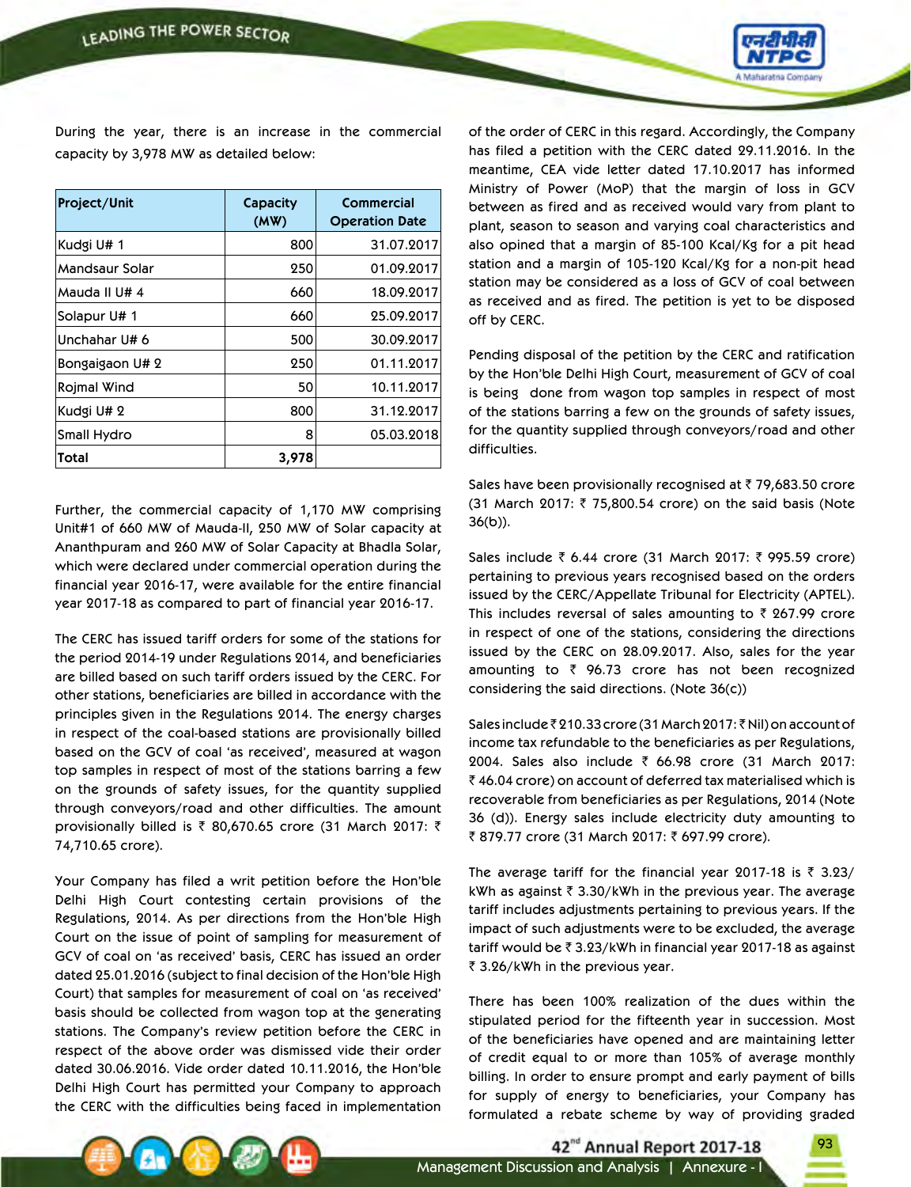During the year, there is an increase in the commercial capacity by 3,978 MW as detailed below:

| Project/Unit | Capacity (MW) | Commercial Operation Date |
|---|---|---|
| Kudgi U# 1 | 800 | 31.07.2017 |
| Mandsaur Solar | 250 | 01.09.2017 |
| Mauda II U# 4 | 660 | 18.09.2017 |
| Solapur U# 1 | 660 | 25.09.2017 |
| Unchahar U# 6 | 500 | 30.09.2017 |
| Bongaigaon U# 2 | 250 | 01.11.2017 |
| Rojmal Wind | 50 | 10.11.2017 |
| Kudgi U# 2 | 800 | 31.12.2017 |
| Small Hydro | 8 | 05.03.2018 |
| **Total** | **3,978** | |

Further, the commercial capacity of 1,170 MW comprising Unit#1 of 660 MW of Mauda-II, 250 MW of Solar capacity at Ananthpuram and 260 MW of Solar Capacity at Bhadla Solar, which were declared under commercial operation during the financial year 2016-17, were available for the entire financial year 2017-18 as compared to part of financial year 2016-17.

The CERC has issued tariff orders for some of the stations for the period 2014-19 under Regulations 2014, and beneficiaries are billed based on such tariff orders issued by the CERC. For other stations, beneficiaries are billed in accordance with the principles given in the Regulations 2014. The energy charges in respect of the coal-based stations are provisionally billed based on the GCV of coal 'as received', measured at wagon top samples in respect of most of the stations barring a few on the grounds of safety issues, for the quantity supplied through conveyors/road and other difficulties. The amount provisionally billed is ₹ 80,670.65 crore (31 March 2017: ₹ 74,710.65 crore).

Your Company has filed a writ petition before the Hon'ble Delhi High Court contesting certain provisions of the Regulations, 2014. As per directions from the Hon'ble High Court on the issue of point of sampling for measurement of GCV of coal on 'as received' basis, CERC has issued an order dated 25.01.2016 (subject to final decision of the Hon'ble High Court) that samples for measurement of coal on 'as received' basis should be collected from wagon top at the generating stations. The Company's review petition before the CERC in respect of the above order was dismissed vide their order dated 30.06.2016. Vide order dated 10.11.2016, the Hon'ble Delhi High Court has permitted your Company to approach the CERC with the difficulties being faced in implementation of the order of CERC in this regard. Accordingly, the Company has filed a petition with the CERC dated 29.11.2016. In the meantime, CEA vide letter dated 17.10.2017 has informed Ministry of Power (MoP) that the margin of loss in GCV between as fired and as received would vary from plant to plant, season to season and varying coal characteristics and also opined that a margin of 85-100 Kcal/Kg for a pit head station and a margin of 105-120 Kcal/Kg for a non-pit head station may be considered as a loss of GCV of coal between as received and as fired. The petition is yet to be disposed off by CERC.

Pending disposal of the petition by the CERC and ratification by the Hon'ble Delhi High Court, measurement of GCV of coal is being done from wagon top samples in respect of most of the stations barring a few on the grounds of safety issues, for the quantity supplied through conveyors/road and other difficulties.

Sales have been provisionally recognised at ₹ 79,683.50 crore (31 March 2017: ₹ 75,800.54 crore) on the said basis (Note 36(b)).

Sales include ₹ 6.44 crore (31 March 2017: ₹ 995.59 crore) pertaining to previous years recognised based on the orders issued by the CERC/Appellate Tribunal for Electricity (APTEL). This includes reversal of sales amounting to ₹ 267.99 crore in respect of one of the stations, considering the directions issued by the CERC on 28.09.2017. Also, sales for the year amounting to ₹ 96.73 crore has not been recognized considering the said directions. (Note 36(c))

Sales include ₹ 210.33 crore (31 March 2017: ₹ Nil) on account of income tax refundable to the beneficiaries as per Regulations, 2004. Sales also include ₹ 66.98 crore (31 March 2017: ₹ 46.04 crore) on account of deferred tax materialised which is recoverable from beneficiaries as per Regulations, 2014 (Note 36 (d)). Energy sales include electricity duty amounting to ₹ 879.77 crore (31 March 2017: ₹ 697.99 crore).

The average tariff for the financial year 2017-18 is ₹ 3.23/kWh as against ₹ 3.30/kWh in the previous year. The average tariff includes adjustments pertaining to previous years. If the impact of such adjustments were to be excluded, the average tariff would be ₹ 3.23/kWh in financial year 2017-18 as against ₹ 3.26/kWh in the previous year.

There has been 100% realization of the dues within the stipulated period for the fifteenth year in succession. Most of the beneficiaries have opened and are maintaining letter of credit equal to or more than 105% of average monthly billing. In order to ensure prompt and early payment of bills for supply of energy to beneficiaries, your Company has formulated a rebate scheme by way of providing graded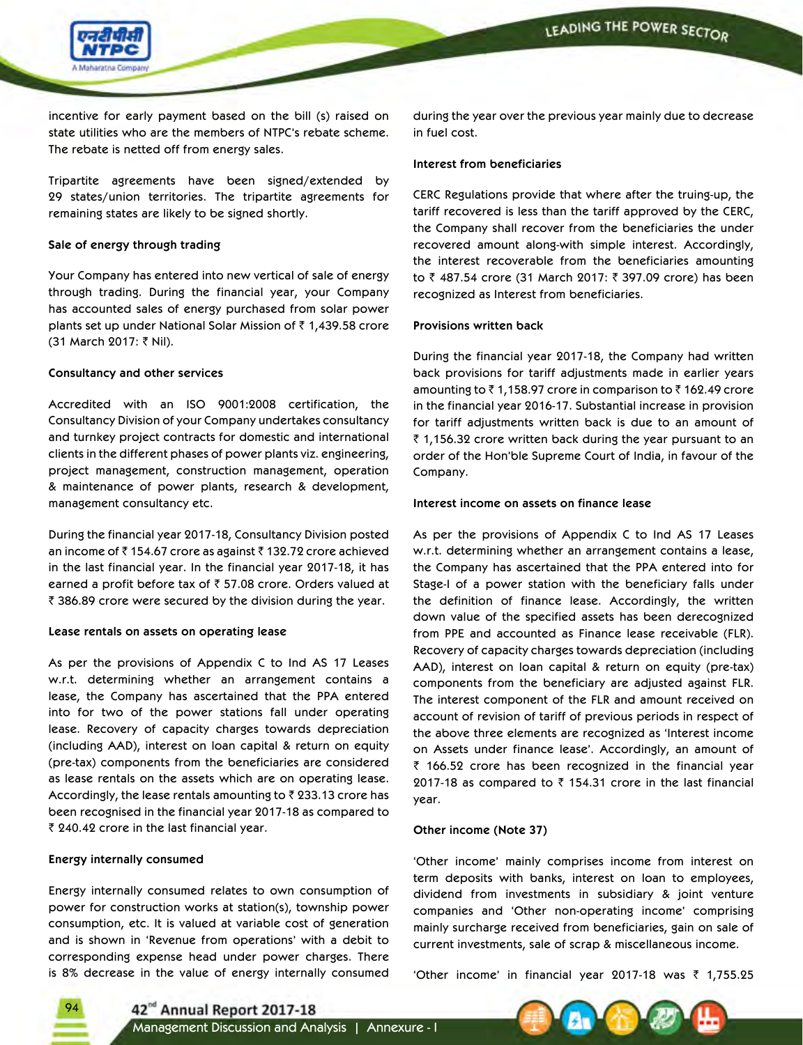incentive for early payment based on the bill (s) raised on state utilities who are the members of NTPC's rebate scheme. The rebate is netted off from energy sales.

Tripartite agreements have been signed/extended by 29 states/union territories. The tripartite agreements for remaining states are likely to be signed shortly.

**Sale of energy through trading**

Your Company has entered into new vertical of sale of energy through trading. During the financial year, your Company has accounted sales of energy purchased from solar power plants set up under National Solar Mission of ₹ 1,439.58 crore (31 March 2017: ₹ Nil).

**Consultancy and other services**

Accredited with an ISO 9001:2008 certification, the Consultancy Division of your Company undertakes consultancy and turnkey project contracts for domestic and international clients in the different phases of power plants viz. engineering, project management, construction management, operation & maintenance of power plants, research & development, management consultancy etc.

During the financial year 2017-18, Consultancy Division posted an income of ₹ 154.67 crore as against ₹ 132.72 crore achieved in the last financial year. In the financial year 2017-18, it has earned a profit before tax of ₹ 57.08 crore. Orders valued at ₹ 386.89 crore were secured by the division during the year.

**Lease rentals on assets on operating lease**

As per the provisions of Appendix C to Ind AS 17 Leases w.r.t. determining whether an arrangement contains a lease, the Company has ascertained that the PPA entered into for two of the power stations fall under operating lease. Recovery of capacity charges towards depreciation (including AAD), interest on loan capital & return on equity (pre-tax) components from the beneficiaries are considered as lease rentals on the assets which are on operating lease. Accordingly, the lease rentals amounting to ₹ 233.13 crore has been recognised in the financial year 2017-18 as compared to ₹ 240.42 crore in the last financial year.

**Energy internally consumed**

Energy internally consumed relates to own consumption of power for construction works at station(s), township power consumption, etc. It is valued at variable cost of generation and is shown in 'Revenue from operations' with a debit to corresponding expense head under power charges. There is 8% decrease in the value of energy internally consumed during the year over the previous year mainly due to decrease in fuel cost.

**Interest from beneficiaries**

CERC Regulations provide that where after the truing-up, the tariff recovered is less than the tariff approved by the CERC, the Company shall recover from the beneficiaries the under recovered amount along-with simple interest. Accordingly, the interest recoverable from the beneficiaries amounting to ₹ 487.54 crore (31 March 2017: ₹ 397.09 crore) has been recognized as Interest from beneficiaries.

**Provisions written back**

During the financial year 2017-18, the Company had written back provisions for tariff adjustments made in earlier years amounting to ₹ 1,158.97 crore in comparison to ₹ 162.49 crore in the financial year 2016-17. Substantial increase in provision for tariff adjustments written back is due to an amount of ₹ 1,156.32 crore written back during the year pursuant to an order of the Hon'ble Supreme Court of India, in favour of the Company.

**Interest income on assets on finance lease**

As per the provisions of Appendix C to Ind AS 17 Leases w.r.t. determining whether an arrangement contains a lease, the Company has ascertained that the PPA entered into for Stage-I of a power station with the beneficiary falls under the definition of finance lease. Accordingly, the written down value of the specified assets has been derecognized from PPE and accounted as Finance lease receivable (FLR). Recovery of capacity charges towards depreciation (including AAD), interest on loan capital & return on equity (pre-tax) components from the beneficiary are adjusted against FLR. The interest component of the FLR and amount received on account of revision of tariff of previous periods in respect of the above three elements are recognized as 'Interest income on Assets under finance lease'. Accordingly, an amount of ₹ 166.52 crore has been recognized in the financial year 2017-18 as compared to ₹ 154.31 crore in the last financial year.

**Other income (Note 37)**

'Other income' mainly comprises income from interest on term deposits with banks, interest on loan to employees, dividend from investments in subsidiary & joint venture companies and 'Other non-operating income' comprising mainly surcharge received from beneficiaries, gain on sale of current investments, sale of scrap & miscellaneous income.

'Other income' in financial year 2017-18 was ₹ 1,755.25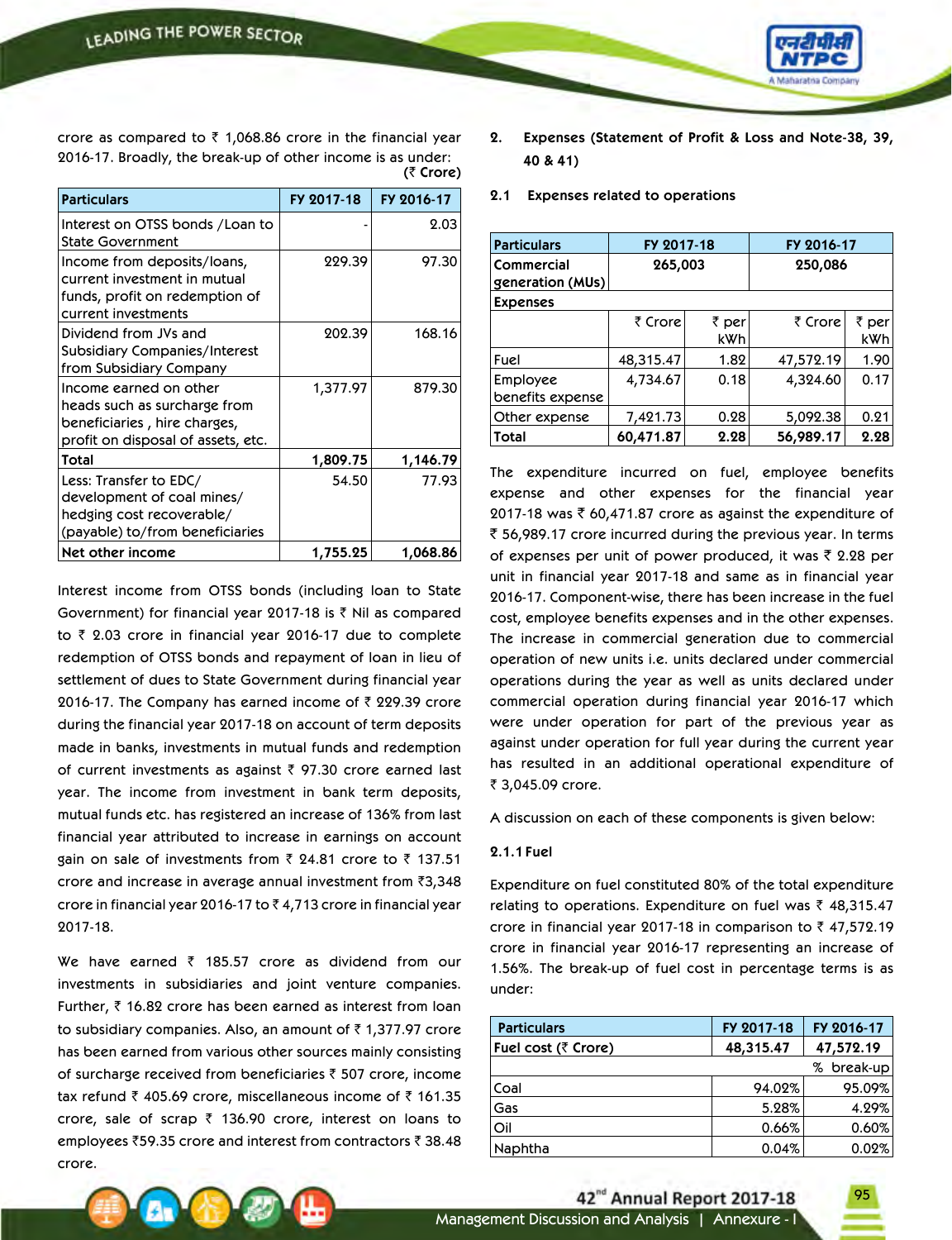crore as compared to ₹ 1,068.86 crore in the financial year 2016-17. Broadly, the break-up of other income is as under:

(₹ Crore)

| Particulars | FY 2017-18 | FY 2016-17 |
|---|---|---|
| Interest on OTSS bonds /Loan to State Government | - | 2.03 |
| Income from deposits/loans, current investment in mutual funds, profit on redemption of current investments | 229.39 | 97.30 |
| Dividend from JVs and Subsidiary Companies/Interest from Subsidiary Company | 202.39 | 168.16 |
| Income earned on other heads such as surcharge from beneficiaries , hire charges, profit on disposal of assets, etc. | 1,377.97 | 879.30 |
| **Total** | **1,809.75** | **1,146.79** |
| Less: Transfer to EDC/ development of coal mines/ hedging cost recoverable/ (payable) to/from beneficiaries | 54.50 | 77.93 |
| **Net other income** | **1,755.25** | **1,068.86** |

Interest income from OTSS bonds (including loan to State Government) for financial year 2017-18 is ₹ Nil as compared to ₹ 2.03 crore in financial year 2016-17 due to complete redemption of OTSS bonds and repayment of loan in lieu of settlement of dues to State Government during financial year 2016-17. The Company has earned income of ₹ 229.39 crore during the financial year 2017-18 on account of term deposits made in banks, investments in mutual funds and redemption of current investments as against ₹ 97.30 crore earned last year. The income from investment in bank term deposits, mutual funds etc. has registered an increase of 136% from last financial year attributed to increase in earnings on account gain on sale of investments from ₹ 24.81 crore to ₹ 137.51 crore and increase in average annual investment from ₹3,348 crore in financial year 2016-17 to ₹ 4,713 crore in financial year 2017-18.

We have earned ₹ 185.57 crore as dividend from our investments in subsidiaries and joint venture companies. Further, ₹ 16.82 crore has been earned as interest from loan to subsidiary companies. Also, an amount of ₹ 1,377.97 crore has been earned from various other sources mainly consisting of surcharge received from beneficiaries ₹ 507 crore, income tax refund ₹ 405.69 crore, miscellaneous income of ₹ 161.35 crore, sale of scrap ₹ 136.90 crore, interest on loans to employees ₹59.35 crore and interest from contractors ₹ 38.48 crore.

## 2. Expenses (Statement of Profit & Loss and Note-38, 39, 40 & 41)

### 2.1 Expenses related to operations

| Particulars | FY 2017-18 | | FY 2016-17 | |
|---|---|---|---|---|
| Commercial generation (MUs) | 265,003 | | 250,086 | |
| **Expenses** | | | | |
| | ₹ Crore | ₹ per kWh | ₹ Crore | ₹ per kWh |
| Fuel | 48,315.47 | 1.82 | 47,572.19 | 1.90 |
| Employee benefits expense | 4,734.67 | 0.18 | 4,324.60 | 0.17 |
| Other expense | 7,421.73 | 0.28 | 5,092.38 | 0.21 |
| **Total** | **60,471.87** | **2.28** | **56,989.17** | **2.28** |

The expenditure incurred on fuel, employee benefits expense and other expenses for the financial year 2017-18 was ₹ 60,471.87 crore as against the expenditure of ₹ 56,989.17 crore incurred during the previous year. In terms of expenses per unit of power produced, it was ₹ 2.28 per unit in financial year 2017-18 and same as in financial year 2016-17. Component-wise, there has been increase in the fuel cost, employee benefits expenses and in the other expenses. The increase in commercial generation due to commercial operation of new units i.e. units declared under commercial operations during the year as well as units declared under commercial operation during financial year 2016-17 which were under operation for part of the previous year as against under operation for full year during the current year has resulted in an additional operational expenditure of ₹ 3,045.09 crore.

A discussion on each of these components is given below:

#### 2.1.1 Fuel

Expenditure on fuel constituted 80% of the total expenditure relating to operations. Expenditure on fuel was ₹ 48,315.47 crore in financial year 2017-18 in comparison to ₹ 47,572.19 crore in financial year 2016-17 representing an increase of 1.56%. The break-up of fuel cost in percentage terms is as under:

| Particulars | FY 2017-18 | FY 2016-17 |
|---|---|---|
| **Fuel cost (₹ Crore)** | **48,315.47** | **47,572.19** |
| | | % break-up |
| Coal | 94.02% | 95.09% |
| Gas | 5.28% | 4.29% |
| Oil | 0.66% | 0.60% |
| Naphtha | 0.04% | 0.02% |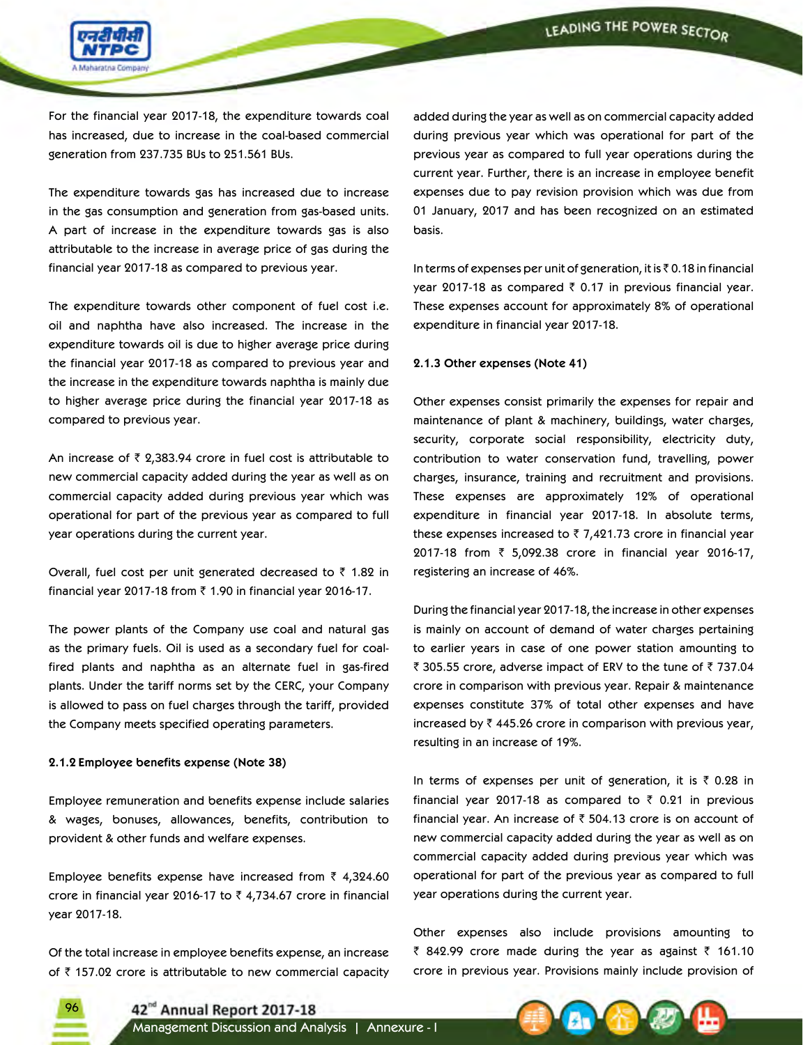For the financial year 2017-18, the expenditure towards coal has increased, due to increase in the coal-based commercial generation from 237.735 BUs to 251.561 BUs.

The expenditure towards gas has increased due to increase in the gas consumption and generation from gas-based units. A part of increase in the expenditure towards gas is also attributable to the increase in average price of gas during the financial year 2017-18 as compared to previous year.

The expenditure towards other component of fuel cost i.e. oil and naphtha have also increased. The increase in the expenditure towards oil is due to higher average price during the financial year 2017-18 as compared to previous year and the increase in the expenditure towards naphtha is mainly due to higher average price during the financial year 2017-18 as compared to previous year.

An increase of ₹ 2,383.94 crore in fuel cost is attributable to new commercial capacity added during the year as well as on commercial capacity added during previous year which was operational for part of the previous year as compared to full year operations during the current year.

Overall, fuel cost per unit generated decreased to ₹ 1.82 in financial year 2017-18 from ₹ 1.90 in financial year 2016-17.

The power plants of the Company use coal and natural gas as the primary fuels. Oil is used as a secondary fuel for coal-fired plants and naphtha as an alternate fuel in gas-fired plants. Under the tariff norms set by the CERC, your Company is allowed to pass on fuel charges through the tariff, provided the Company meets specified operating parameters.

**2.1.2 Employee benefits expense (Note 38)**

Employee remuneration and benefits expense include salaries & wages, bonuses, allowances, benefits, contribution to provident & other funds and welfare expenses.

Employee benefits expense have increased from ₹ 4,324.60 crore in financial year 2016-17 to ₹ 4,734.67 crore in financial year 2017-18.

Of the total increase in employee benefits expense, an increase of ₹ 157.02 crore is attributable to new commercial capacity added during the year as well as on commercial capacity added during previous year which was operational for part of the previous year as compared to full year operations during the current year. Further, there is an increase in employee benefit expenses due to pay revision provision which was due from 01 January, 2017 and has been recognized on an estimated basis.

In terms of expenses per unit of generation, it is ₹ 0.18 in financial year 2017-18 as compared ₹ 0.17 in previous financial year. These expenses account for approximately 8% of operational expenditure in financial year 2017-18.

**2.1.3 Other expenses (Note 41)**

Other expenses consist primarily the expenses for repair and maintenance of plant & machinery, buildings, water charges, security, corporate social responsibility, electricity duty, contribution to water conservation fund, travelling, power charges, insurance, training and recruitment and provisions. These expenses are approximately 12% of operational expenditure in financial year 2017-18. In absolute terms, these expenses increased to ₹ 7,421.73 crore in financial year 2017-18 from ₹ 5,092.38 crore in financial year 2016-17, registering an increase of 46%.

During the financial year 2017-18, the increase in other expenses is mainly on account of demand of water charges pertaining to earlier years in case of one power station amounting to ₹ 305.55 crore, adverse impact of ERV to the tune of ₹ 737.04 crore in comparison with previous year. Repair & maintenance expenses constitute 37% of total other expenses and have increased by ₹ 445.26 crore in comparison with previous year, resulting in an increase of 19%.

In terms of expenses per unit of generation, it is ₹ 0.28 in financial year 2017-18 as compared to ₹ 0.21 in previous financial year. An increase of ₹ 504.13 crore is on account of new commercial capacity added during the year as well as on commercial capacity added during previous year which was operational for part of the previous year as compared to full year operations during the current year.

Other expenses also include provisions amounting to ₹ 842.99 crore made during the year as against ₹ 161.10 crore in previous year. Provisions mainly include provision of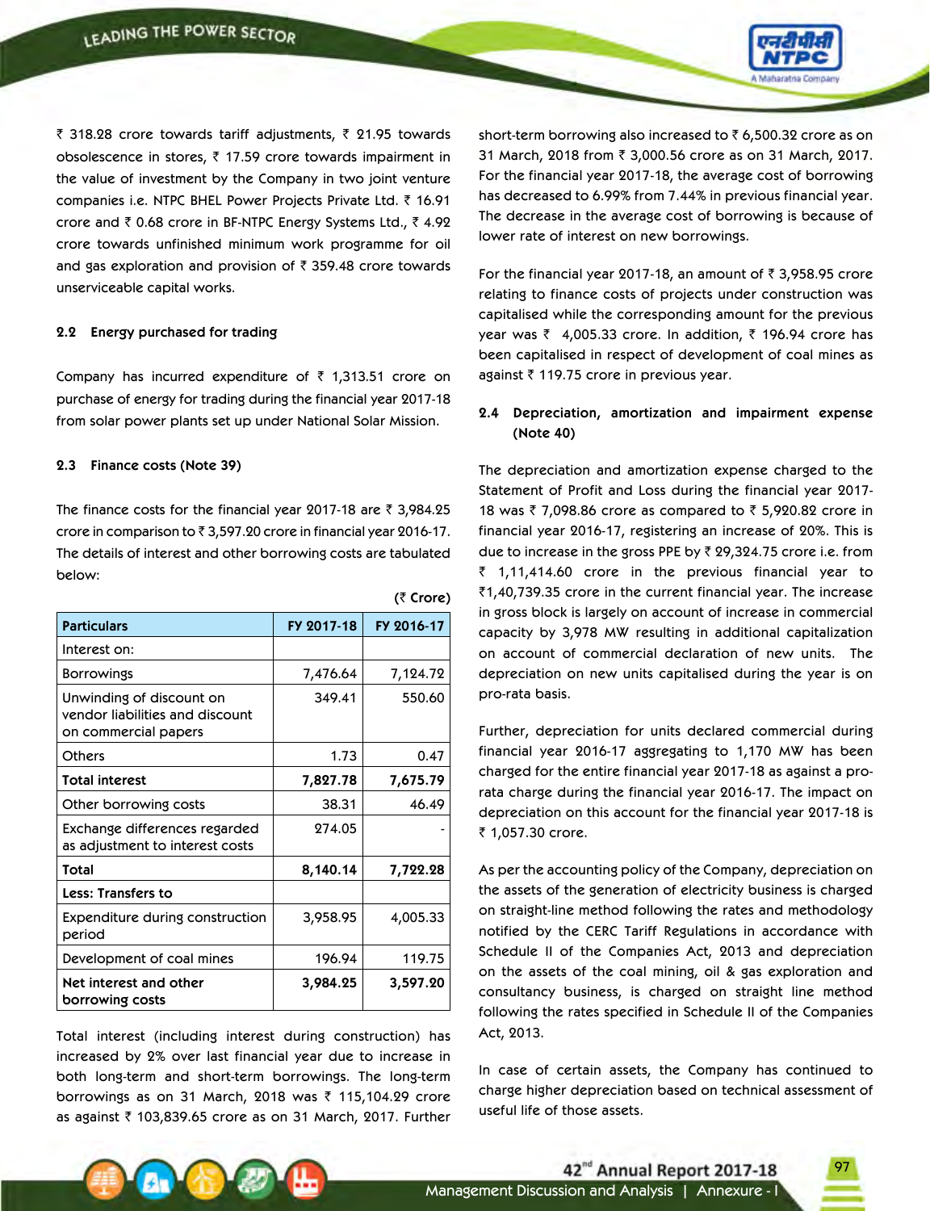₹ 318.28 crore towards tariff adjustments, ₹ 21.95 towards obsolescence in stores, ₹ 17.59 crore towards impairment in the value of investment by the Company in two joint venture companies i.e. NTPC BHEL Power Projects Private Ltd. ₹ 16.91 crore and ₹ 0.68 crore in BF-NTPC Energy Systems Ltd., ₹ 4.92 crore towards unfinished minimum work programme for oil and gas exploration and provision of ₹ 359.48 crore towards unserviceable capital works.

### 2.2 Energy purchased for trading

Company has incurred expenditure of ₹ 1,313.51 crore on purchase of energy for trading during the financial year 2017-18 from solar power plants set up under National Solar Mission.

### 2.3 Finance costs (Note 39)

The finance costs for the financial year 2017-18 are ₹ 3,984.25 crore in comparison to ₹ 3,597.20 crore in financial year 2016-17. The details of interest and other borrowing costs are tabulated below:

(₹ Crore)

| Particulars | FY 2017-18 | FY 2016-17 |
|---|---|---|
| Interest on: | | |
| Borrowings | 7,476.64 | 7,124.72 |
| Unwinding of discount on vendor liabilities and discount on commercial papers | 349.41 | 550.60 |
| Others | 1.73 | 0.47 |
| **Total interest** | **7,827.78** | **7,675.79** |
| Other borrowing costs | 38.31 | 46.49 |
| Exchange differences regarded as adjustment to interest costs | 274.05 | - |
| **Total** | **8,140.14** | **7,722.28** |
| **Less: Transfers to** | | |
| Expenditure during construction period | 3,958.95 | 4,005.33 |
| Development of coal mines | 196.94 | 119.75 |
| **Net interest and other borrowing costs** | **3,984.25** | **3,597.20** |

Total interest (including interest during construction) has increased by 2% over last financial year due to increase in both long-term and short-term borrowings. The long-term borrowings as on 31 March, 2018 was ₹ 115,104.29 crore as against ₹ 103,839.65 crore as on 31 March, 2017. Further short-term borrowing also increased to ₹ 6,500.32 crore as on 31 March, 2018 from ₹ 3,000.56 crore as on 31 March, 2017. For the financial year 2017-18, the average cost of borrowing has decreased to 6.99% from 7.44% in previous financial year. The decrease in the average cost of borrowing is because of lower rate of interest on new borrowings.

For the financial year 2017-18, an amount of ₹ 3,958.95 crore relating to finance costs of projects under construction was capitalised while the corresponding amount for the previous year was ₹ 4,005.33 crore. In addition, ₹ 196.94 crore has been capitalised in respect of development of coal mines as against ₹ 119.75 crore in previous year.

### 2.4 Depreciation, amortization and impairment expense (Note 40)

The depreciation and amortization expense charged to the Statement of Profit and Loss during the financial year 2017-18 was ₹ 7,098.86 crore as compared to ₹ 5,920.82 crore in financial year 2016-17, registering an increase of 20%. This is due to increase in the gross PPE by ₹ 29,324.75 crore i.e. from ₹ 1,11,414.60 crore in the previous financial year to ₹1,40,739.35 crore in the current financial year. The increase in gross block is largely on account of increase in commercial capacity by 3,978 MW resulting in additional capitalization on account of commercial declaration of new units. The depreciation on new units capitalised during the year is on pro-rata basis.

Further, depreciation for units declared commercial during financial year 2016-17 aggregating to 1,170 MW has been charged for the entire financial year 2017-18 as against a pro-rata charge during the financial year 2016-17. The impact on depreciation on this account for the financial year 2017-18 is ₹ 1,057.30 crore.

As per the accounting policy of the Company, depreciation on the assets of the generation of electricity business is charged on straight-line method following the rates and methodology notified by the CERC Tariff Regulations in accordance with Schedule II of the Companies Act, 2013 and depreciation on the assets of the coal mining, oil & gas exploration and consultancy business, is charged on straight line method following the rates specified in Schedule II of the Companies Act, 2013.

In case of certain assets, the Company has continued to charge higher depreciation based on technical assessment of useful life of those assets.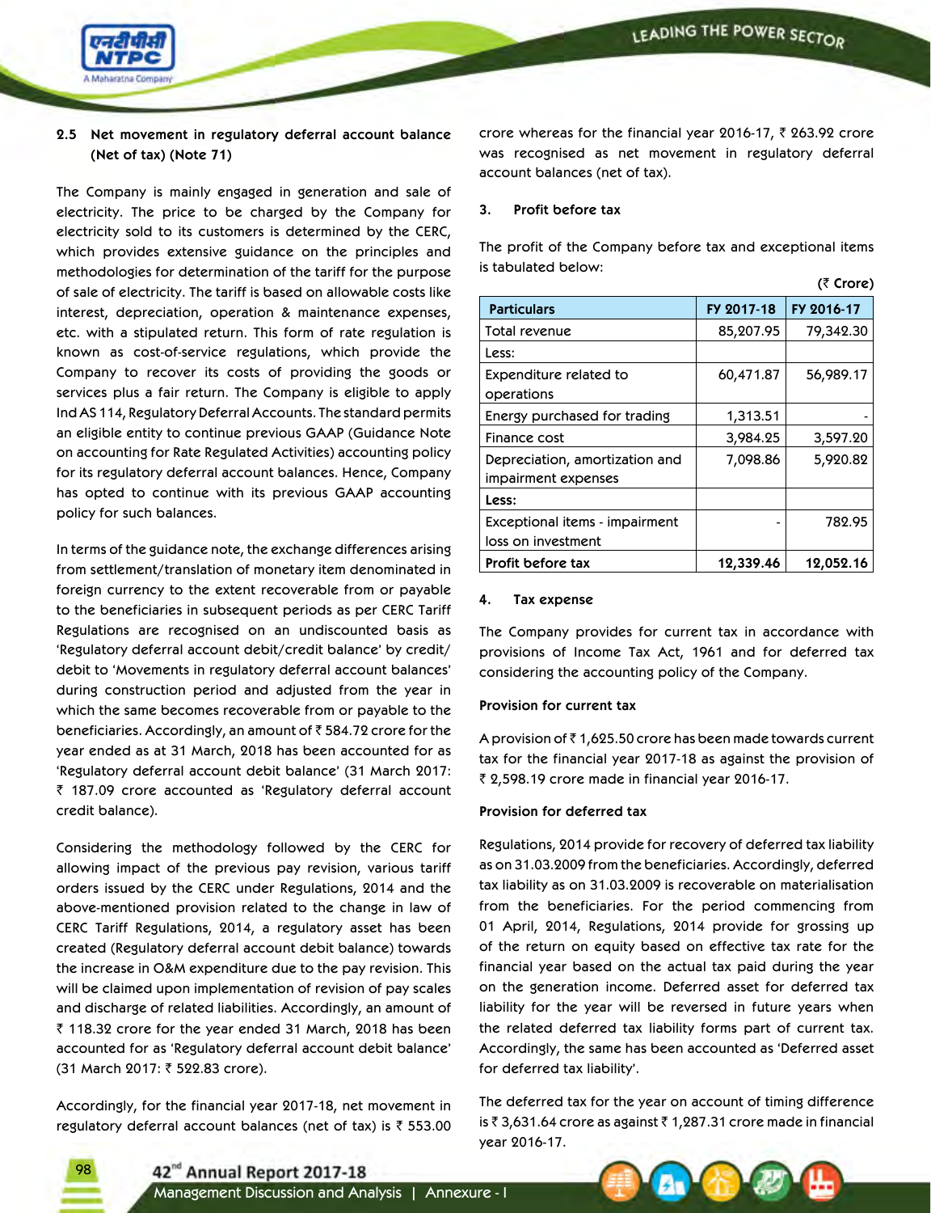### 2.5 Net movement in regulatory deferral account balance (Net of tax) (Note 71)

The Company is mainly engaged in generation and sale of electricity. The price to be charged by the Company for electricity sold to its customers is determined by the CERC, which provides extensive guidance on the principles and methodologies for determination of the tariff for the purpose of sale of electricity. The tariff is based on allowable costs like interest, depreciation, operation & maintenance expenses, etc. with a stipulated return. This form of rate regulation is known as cost-of-service regulations, which provide the Company to recover its costs of providing the goods or services plus a fair return. The Company is eligible to apply Ind AS 114, Regulatory Deferral Accounts. The standard permits an eligible entity to continue previous GAAP (Guidance Note on accounting for Rate Regulated Activities) accounting policy for its regulatory deferral account balances. Hence, Company has opted to continue with its previous GAAP accounting policy for such balances.

In terms of the guidance note, the exchange differences arising from settlement/translation of monetary item denominated in foreign currency to the extent recoverable from or payable to the beneficiaries in subsequent periods as per CERC Tariff Regulations are recognised on an undiscounted basis as 'Regulatory deferral account debit/credit balance' by credit/debit to 'Movements in regulatory deferral account balances' during construction period and adjusted from the year in which the same becomes recoverable from or payable to the beneficiaries. Accordingly, an amount of ₹ 584.72 crore for the year ended as at 31 March, 2018 has been accounted for as 'Regulatory deferral account debit balance' (31 March 2017: ₹ 187.09 crore accounted as 'Regulatory deferral account credit balance).

Considering the methodology followed by the CERC for allowing impact of the previous pay revision, various tariff orders issued by the CERC under Regulations, 2014 and the above-mentioned provision related to the change in law of CERC Tariff Regulations, 2014, a regulatory asset has been created (Regulatory deferral account debit balance) towards the increase in O&M expenditure due to the pay revision. This will be claimed upon implementation of revision of pay scales and discharge of related liabilities. Accordingly, an amount of ₹ 118.32 crore for the year ended 31 March, 2018 has been accounted for as 'Regulatory deferral account debit balance' (31 March 2017: ₹ 522.83 crore).

Accordingly, for the financial year 2017-18, net movement in regulatory deferral account balances (net of tax) is ₹ 553.00 crore whereas for the financial year 2016-17, ₹ 263.92 crore was recognised as net movement in regulatory deferral account balances (net of tax).

### 3. Profit before tax

The profit of the Company before tax and exceptional items is tabulated below:

(₹ Crore)

| Particulars | FY 2017-18 | FY 2016-17 |
|---|---|---|
| Total revenue | 85,207.95 | 79,342.30 |
| Less: | | |
| Expenditure related to operations | 60,471.87 | 56,989.17 |
| Energy purchased for trading | 1,313.51 | - |
| Finance cost | 3,984.25 | 3,597.20 |
| Depreciation, amortization and impairment expenses | 7,098.86 | 5,920.82 |
| **Less:** | | |
| Exceptional items - impairment loss on investment | - | 782.95 |
| **Profit before tax** | **12,339.46** | **12,052.16** |

### 4. Tax expense

The Company provides for current tax in accordance with provisions of Income Tax Act, 1961 and for deferred tax considering the accounting policy of the Company.

**Provision for current tax**

A provision of ₹ 1,625.50 crore has been made towards current tax for the financial year 2017-18 as against the provision of ₹ 2,598.19 crore made in financial year 2016-17.

**Provision for deferred tax**

Regulations, 2014 provide for recovery of deferred tax liability as on 31.03.2009 from the beneficiaries. Accordingly, deferred tax liability as on 31.03.2009 is recoverable on materialisation from the beneficiaries. For the period commencing from 01 April, 2014, Regulations, 2014 provide for grossing up of the return on equity based on effective tax rate for the financial year based on the actual tax paid during the year on the generation income. Deferred asset for deferred tax liability for the year will be reversed in future years when the related deferred tax liability forms part of current tax. Accordingly, the same has been accounted as 'Deferred asset for deferred tax liability'.

The deferred tax for the year on account of timing difference is ₹ 3,631.64 crore as against ₹ 1,287.31 crore made in financial year 2016-17.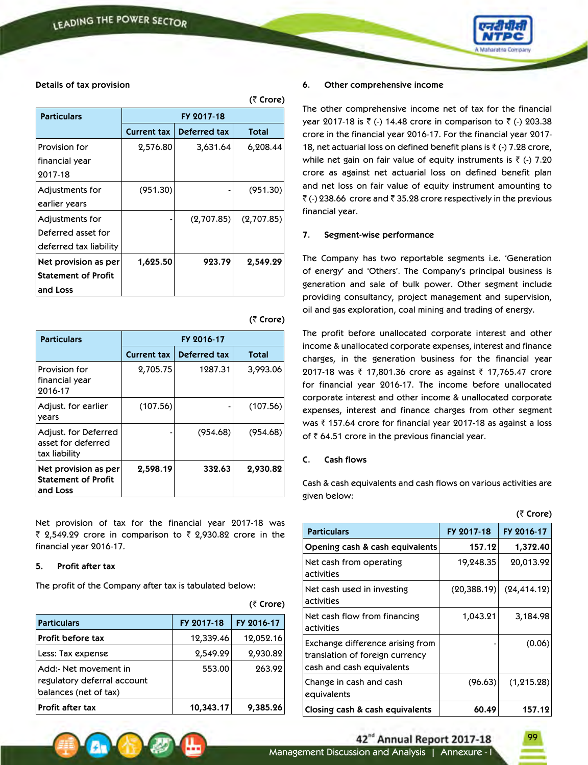#### Details of tax provision

(₹ Crore)

| Particulars | FY 2017-18 | | |
|---|---|---|---|
| | Current tax | Deferred tax | Total |
| Provision for financial year 2017-18 | 2,576.80 | 3,631.64 | 6,208.44 |
| Adjustments for earlier years | (951.30) | - | (951.30) |
| Adjustments for Deferred asset for deferred tax liability | - | (2,707.85) | (2,707.85) |
| **Net provision as per Statement of Profit and Loss** | **1,625.50** | **923.79** | **2,549.29** |

(₹ Crore)

| Particulars | FY 2016-17 | | |
|---|---|---|---|
| | Current tax | Deferred tax | Total |
| Provision for financial year 2016-17 | 2,705.75 | 1287.31 | 3,993.06 |
| Adjust. for earlier years | (107.56) | - | (107.56) |
| Adjust. for Deferred asset for deferred tax liability | - | (954.68) | (954.68) |
| **Net provision as per Statement of Profit and Loss** | **2,598.19** | **332.63** | **2,930.82** |

Net provision of tax for the financial year 2017-18 was ₹ 2,549.29 crore in comparison to ₹ 2,930.82 crore in the financial year 2016-17.

#### 5. Profit after tax

The profit of the Company after tax is tabulated below:

(₹ Crore)

| Particulars | FY 2017-18 | FY 2016-17 |
|---|---|---|
| Profit before tax | 12,339.46 | 12,052.16 |
| Less: Tax expense | 2,549.29 | 2,930.82 |
| Add:- Net movement in regulatory deferral account balances (net of tax) | 553.00 | 263.92 |
| **Profit after tax** | **10,343.17** | **9,385.26** |

#### 6. Other comprehensive income

The other comprehensive income net of tax for the financial year 2017-18 is ₹ (-) 14.48 crore in comparison to ₹ (-) 203.38 crore in the financial year 2016-17. For the financial year 2017-18, net actuarial loss on defined benefit plans is ₹ (-) 7.28 crore, while net gain on fair value of equity instruments is ₹ (-) 7.20 crore as against net actuarial loss on defined benefit plan and net loss on fair value of equity instrument amounting to ₹ (-) 238.66 crore and ₹ 35.28 crore respectively in the previous financial year.

#### 7. Segment-wise performance

The Company has two reportable segments i.e. 'Generation of energy' and 'Others'. The Company's principal business is generation and sale of bulk power. Other segment include providing consultancy, project management and supervision, oil and gas exploration, coal mining and trading of energy.

The profit before unallocated corporate interest and other income & unallocated corporate expenses, interest and finance charges, in the generation business for the financial year 2017-18 was ₹ 17,801.36 crore as against ₹ 17,765.47 crore for financial year 2016-17. The income before unallocated corporate interest and other income & unallocated corporate expenses, interest and finance charges from other segment was ₹ 157.64 crore for financial year 2017-18 as against a loss of ₹ 64.51 crore in the previous financial year.

### C. Cash flows

Cash & cash equivalents and cash flows on various activities are given below:

(₹ Crore)

| Particulars | FY 2017-18 | FY 2016-17 |
|---|---|---|
| **Opening cash & cash equivalents** | **157.12** | **1,372.40** |
| Net cash from operating activities | 19,248.35 | 20,013.92 |
| Net cash used in investing activities | (20,388.19) | (24,414.12) |
| Net cash flow from financing activities | 1,043.21 | 3,184.98 |
| Exchange difference arising from translation of foreign currency cash and cash equivalents | - | (0.06) |
| Change in cash and cash equivalents | (96.63) | (1,215.28) |
| **Closing cash & cash equivalents** | **60.49** | **157.12** |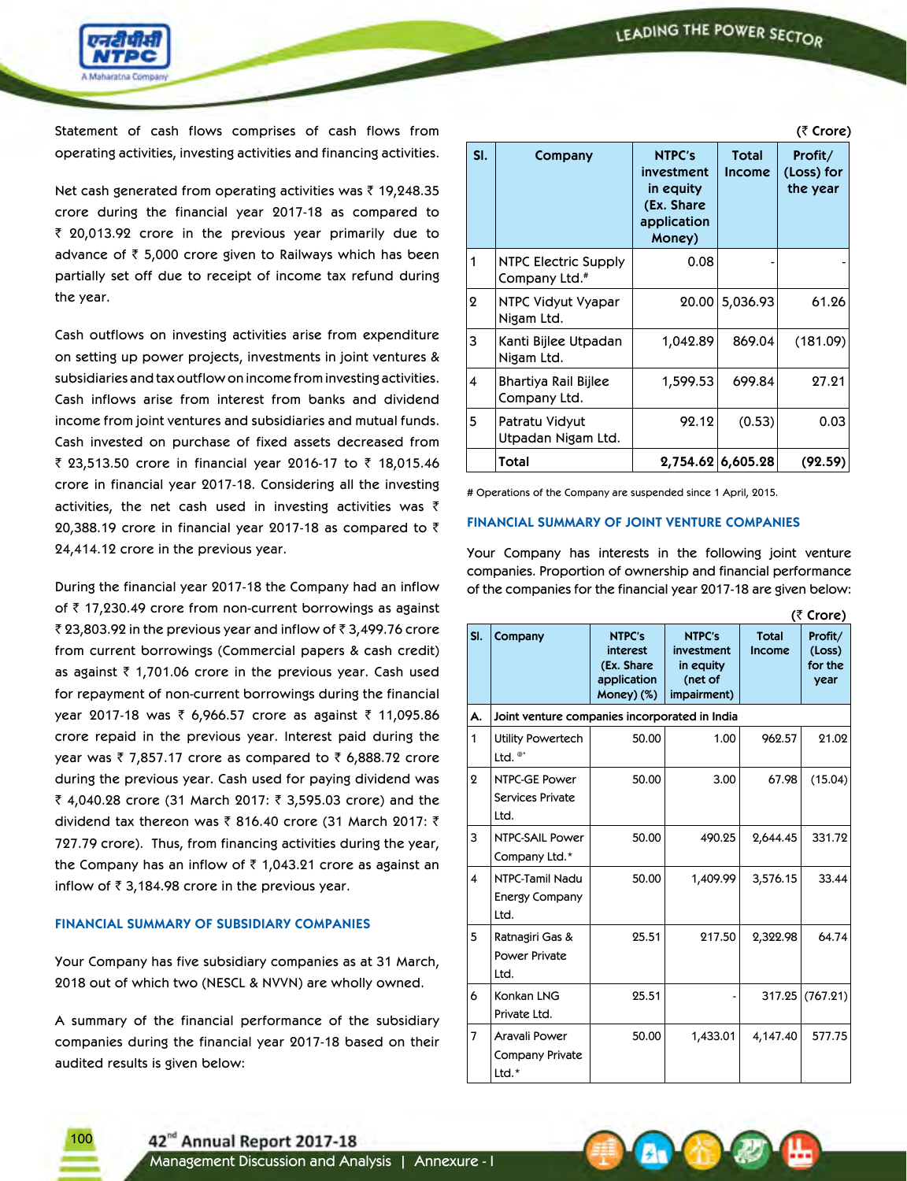Statement of cash flows comprises of cash flows from operating activities, investing activities and financing activities.

Net cash generated from operating activities was ₹ 19,248.35 crore during the financial year 2017-18 as compared to ₹ 20,013.92 crore in the previous year primarily due to advance of ₹ 5,000 crore given to Railways which has been partially set off due to receipt of income tax refund during the year.

Cash outflows on investing activities arise from expenditure on setting up power projects, investments in joint ventures & subsidiaries and tax outflow on income from investing activities. Cash inflows arise from interest from banks and dividend income from joint ventures and subsidiaries and mutual funds. Cash invested on purchase of fixed assets decreased from ₹ 23,513.50 crore in financial year 2016-17 to ₹ 18,015.46 crore in financial year 2017-18. Considering all the investing activities, the net cash used in investing activities was ₹ 20,388.19 crore in financial year 2017-18 as compared to ₹ 24,414.12 crore in the previous year.

During the financial year 2017-18 the Company had an inflow of ₹ 17,230.49 crore from non-current borrowings as against ₹ 23,803.92 in the previous year and inflow of ₹ 3,499.76 crore from current borrowings (Commercial papers & cash credit) as against ₹ 1,701.06 crore in the previous year. Cash used for repayment of non-current borrowings during the financial year 2017-18 was ₹ 6,966.57 crore as against ₹ 11,095.86 crore repaid in the previous year. Interest paid during the year was ₹ 7,857.17 crore as compared to ₹ 6,888.72 crore during the previous year. Cash used for paying dividend was ₹ 4,040.28 crore (31 March 2017: ₹ 3,595.03 crore) and the dividend tax thereon was ₹ 816.40 crore (31 March 2017: ₹ 727.79 crore). Thus, from financing activities during the year, the Company has an inflow of ₹ 1,043.21 crore as against an inflow of ₹ 3,184.98 crore in the previous year.

## FINANCIAL SUMMARY OF SUBSIDIARY COMPANIES

Your Company has five subsidiary companies as at 31 March, 2018 out of which two (NESCL & NVVN) are wholly owned.

A summary of the financial performance of the subsidiary companies during the financial year 2017-18 based on their audited results is given below:

(₹ Crore)

| Sl. | Company | NTPC's investment in equity (Ex. Share application Money) | Total Income | Profit/ (Loss) for the year |
|---|---|---|---|---|
| 1 | NTPC Electric Supply Company Ltd.# | 0.08 | - | - |
| 2 | NTPC Vidyut Vyapar Nigam Ltd. | 20.00 | 5,036.93 | 61.26 |
| 3 | Kanti Bijlee Utpadan Nigam Ltd. | 1,042.89 | 869.04 | (181.09) |
| 4 | Bhartiya Rail Bijlee Company Ltd. | 1,599.53 | 699.84 | 27.21 |
| 5 | Patratu Vidyut Utpadan Nigam Ltd. | 92.12 | (0.53) | 0.03 |
| | **Total** | **2,754.62** | **6,605.28** | **(92.59)** |

# Operations of the Company are suspended since 1 April, 2015.

## FINANCIAL SUMMARY OF JOINT VENTURE COMPANIES

Your Company has interests in the following joint venture companies. Proportion of ownership and financial performance of the companies for the financial year 2017-18 are given below:

(₹ Crore)

| Sl. | Company | NTPC's interest (Ex. Share application Money) (%) | NTPC's investment in equity (net of impairment) | Total Income | Profit/ (Loss) for the year |
|---|---|---|---|---|---|
| A. | Joint venture companies incorporated in India | | | | |
| 1 | Utility Powertech Ltd. @* | 50.00 | 1.00 | 962.57 | 21.02 |
| 2 | NTPC-GE Power Services Private Ltd. | 50.00 | 3.00 | 67.98 | (15.04) |
| 3 | NTPC-SAIL Power Company Ltd.* | 50.00 | 490.25 | 2,644.45 | 331.72 |
| 4 | NTPC-Tamil Nadu Energy Company Ltd. | 50.00 | 1,409.99 | 3,576.15 | 33.44 |
| 5 | Ratnagiri Gas & Power Private Ltd. | 25.51 | 217.50 | 2,322.98 | 64.74 |
| 6 | Konkan LNG Private Ltd. | 25.51 | - | 317.25 | (767.21) |
| 7 | Aravali Power Company Private Ltd.* | 50.00 | 1,433.01 | 4,147.40 | 577.75 |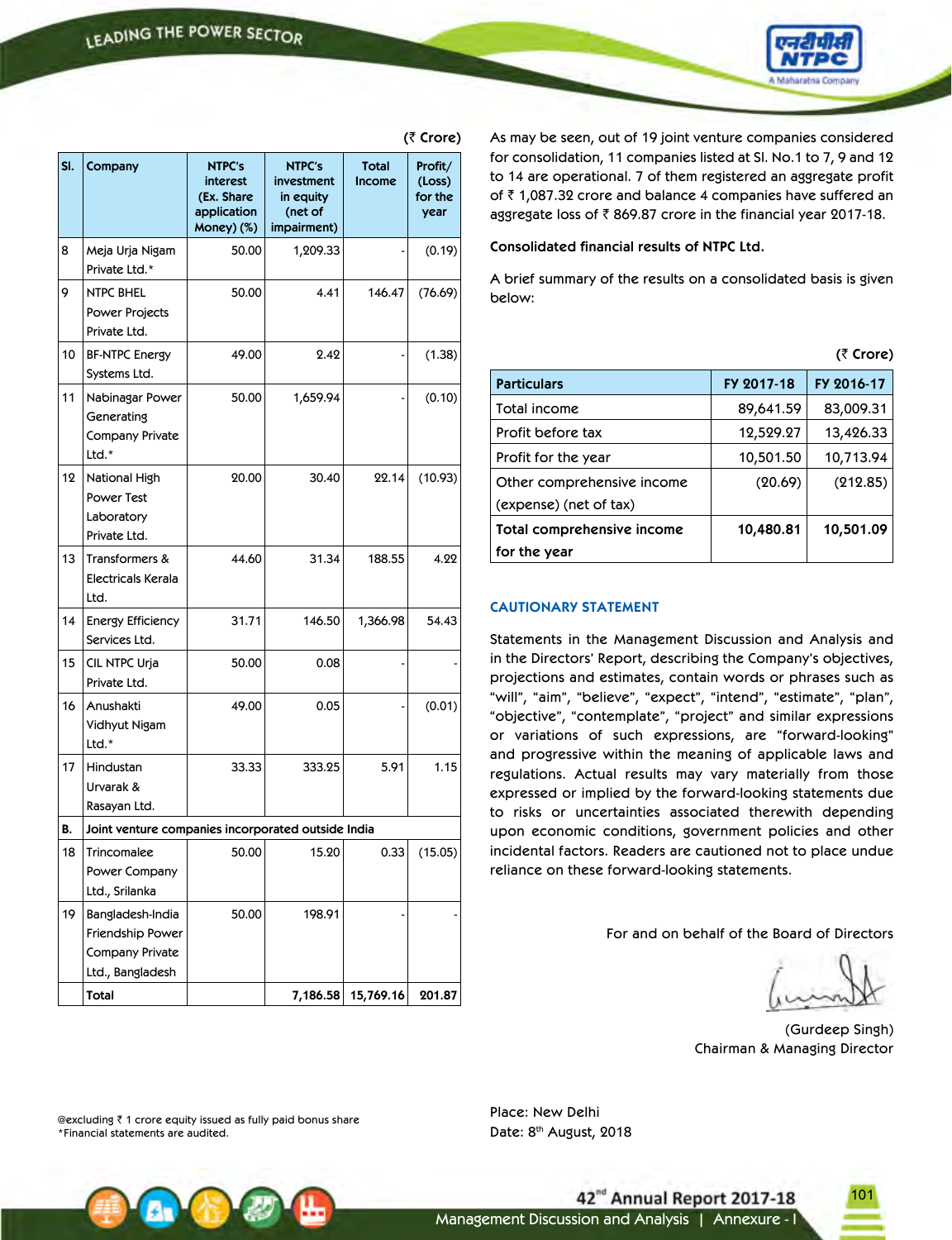(₹ Crore)

| Sl. | Company | NTPC's interest (Ex. Share application Money) (%) | NTPC's investment in equity (net of impairment) | Total Income | Profit/ (Loss) for the year |
|---|---|---|---|---|---|
| 8 | Meja Urja Nigam Private Ltd.* | 50.00 | 1,209.33 | - | (0.19) |
| 9 | NTPC BHEL Power Projects Private Ltd. | 50.00 | 4.41 | 146.47 | (76.69) |
| 10 | BF-NTPC Energy Systems Ltd. | 49.00 | 2.42 | - | (1.38) |
| 11 | Nabinagar Power Generating Company Private Ltd.* | 50.00 | 1,659.94 | - | (0.10) |
| 12 | National High Power Test Laboratory Private Ltd. | 20.00 | 30.40 | 22.14 | (10.93) |
| 13 | Transformers & Electricals Kerala Ltd. | 44.60 | 31.34 | 188.55 | 4.22 |
| 14 | Energy Efficiency Services Ltd. | 31.71 | 146.50 | 1,366.98 | 54.43 |
| 15 | CIL NTPC Urja Private Ltd. | 50.00 | 0.08 | - | - |
| 16 | Anushakti Vidhyut Nigam Ltd.* | 49.00 | 0.05 | - | (0.01) |
| 17 | Hindustan Urvarak & Rasayan Ltd. | 33.33 | 333.25 | 5.91 | 1.15 |
| B. | Joint venture companies incorporated outside India | | | | |
| 18 | Trincomalee Power Company Ltd., Srilanka | 50.00 | 15.20 | 0.33 | (15.05) |
| 19 | Bangladesh-India Friendship Power Company Private Ltd., Bangladesh | 50.00 | 198.91 | - | - |
| | Total | | 7,186.58 | 15,769.16 | 201.87 |

@excluding ₹ 1 crore equity issued as fully paid bonus share
*Financial statements are audited.

As may be seen, out of 19 joint venture companies considered for consolidation, 11 companies listed at Sl. No.1 to 7, 9 and 12 to 14 are operational. 7 of them registered an aggregate profit of ₹ 1,087.32 crore and balance 4 companies have suffered an aggregate loss of ₹ 869.87 crore in the financial year 2017-18.

**Consolidated financial results of NTPC Ltd.**

A brief summary of the results on a consolidated basis is given below:

(₹ Crore)

| Particulars | FY 2017-18 | FY 2016-17 |
|---|---|---|
| Total income | 89,641.59 | 83,009.31 |
| Profit before tax | 12,529.27 | 13,426.33 |
| Profit for the year | 10,501.50 | 10,713.94 |
| Other comprehensive income (expense) (net of tax) | (20.69) | (212.85) |
| **Total comprehensive income for the year** | **10,480.81** | **10,501.09** |

## CAUTIONARY STATEMENT

Statements in the Management Discussion and Analysis and in the Directors' Report, describing the Company's objectives, projections and estimates, contain words or phrases such as "will", "aim", "believe", "expect", "intend", "estimate", "plan", "objective", "contemplate", "project" and similar expressions or variations of such expressions, are "forward-looking" and progressive within the meaning of applicable laws and regulations. Actual results may vary materially from those expressed or implied by the forward-looking statements due to risks or uncertainties associated therewith depending upon economic conditions, government policies and other incidental factors. Readers are cautioned not to place undue reliance on these forward-looking statements.

For and on behalf of the Board of Directors

(Gurdeep Singh)
Chairman & Managing Director

Place: New Delhi
Date: 8th August, 2018